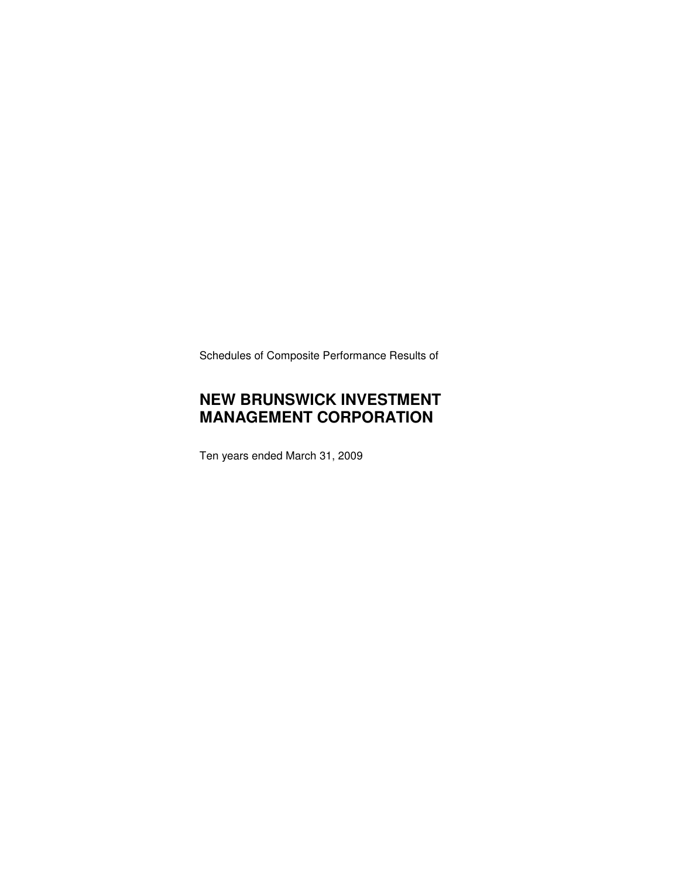Schedules of Composite Performance Results of

# NEW BRUNSWICK INVESTMENT MANAGEMENT CORPORATION

Ten years ended March 31, 2009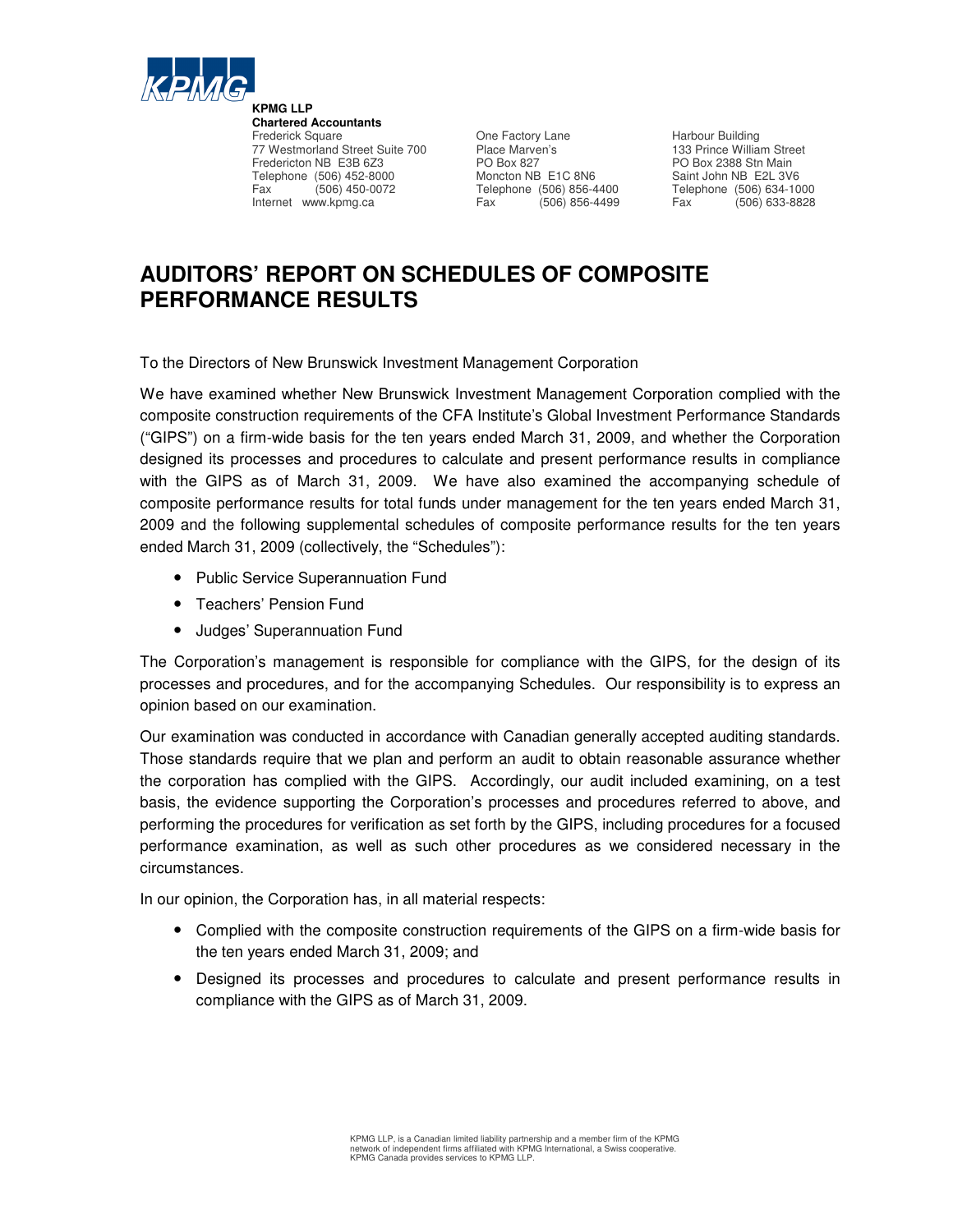**KPMG LLP**
**Chartered Accountants**
Frederick Square
77 Westmorland Street Suite 700
Fredericton NB E3B 6Z3
Telephone (506) 452-8000
Fax (506) 450-0072
Internet www.kpmg.ca

One Factory Lane
Place Marven's
PO Box 827
Moncton NB E1C 8N6
Telephone (506) 856-4400
Fax (506) 856-4499

Harbour Building
133 Prince William Street
PO Box 2388 Stn Main
Saint John NB E2L 3V6
Telephone (506) 634-1000
Fax (506) 633-8828

# AUDITORS' REPORT ON SCHEDULES OF COMPOSITE PERFORMANCE RESULTS

To the Directors of New Brunswick Investment Management Corporation

We have examined whether New Brunswick Investment Management Corporation complied with the composite construction requirements of the CFA Institute's Global Investment Performance Standards ("GIPS") on a firm-wide basis for the ten years ended March 31, 2009, and whether the Corporation designed its processes and procedures to calculate and present performance results in compliance with the GIPS as of March 31, 2009. We have also examined the accompanying schedule of composite performance results for total funds under management for the ten years ended March 31, 2009 and the following supplemental schedules of composite performance results for the ten years ended March 31, 2009 (collectively, the "Schedules"):

- Public Service Superannuation Fund
- Teachers' Pension Fund
- Judges' Superannuation Fund

The Corporation's management is responsible for compliance with the GIPS, for the design of its processes and procedures, and for the accompanying Schedules. Our responsibility is to express an opinion based on our examination.

Our examination was conducted in accordance with Canadian generally accepted auditing standards. Those standards require that we plan and perform an audit to obtain reasonable assurance whether the corporation has complied with the GIPS. Accordingly, our audit included examining, on a test basis, the evidence supporting the Corporation's processes and procedures referred to above, and performing the procedures for verification as set forth by the GIPS, including procedures for a focused performance examination, as well as such other procedures as we considered necessary in the circumstances.

In our opinion, the Corporation has, in all material respects:

- Complied with the composite construction requirements of the GIPS on a firm-wide basis for the ten years ended March 31, 2009; and
- Designed its processes and procedures to calculate and present performance results in compliance with the GIPS as of March 31, 2009.

KPMG LLP, is a Canadian limited liability partnership and a member firm of the KPMG network of independent firms affiliated with KPMG International, a Swiss cooperative. KPMG Canada provides services to KPMG LLP.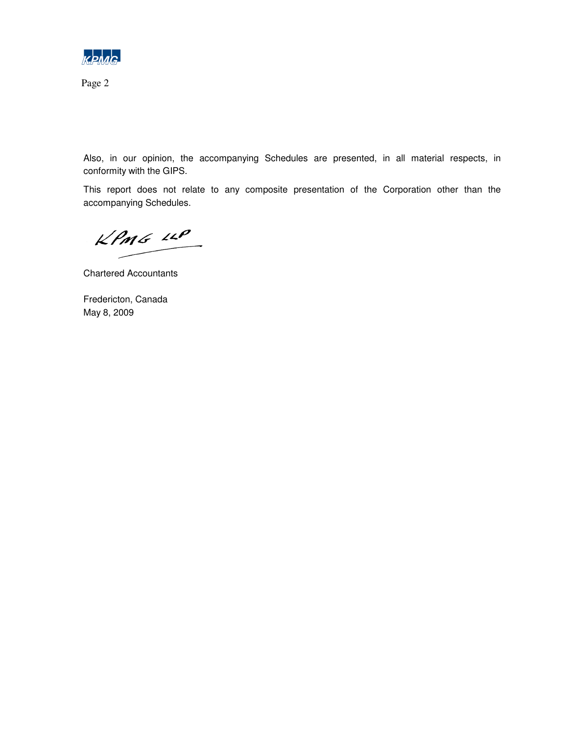Also, in our opinion, the accompanying Schedules are presented, in all material respects, in conformity with the GIPS.

This report does not relate to any composite presentation of the Corporation other than the accompanying Schedules.

KPMG LLP

Chartered Accountants

Fredericton, Canada
May 8, 2009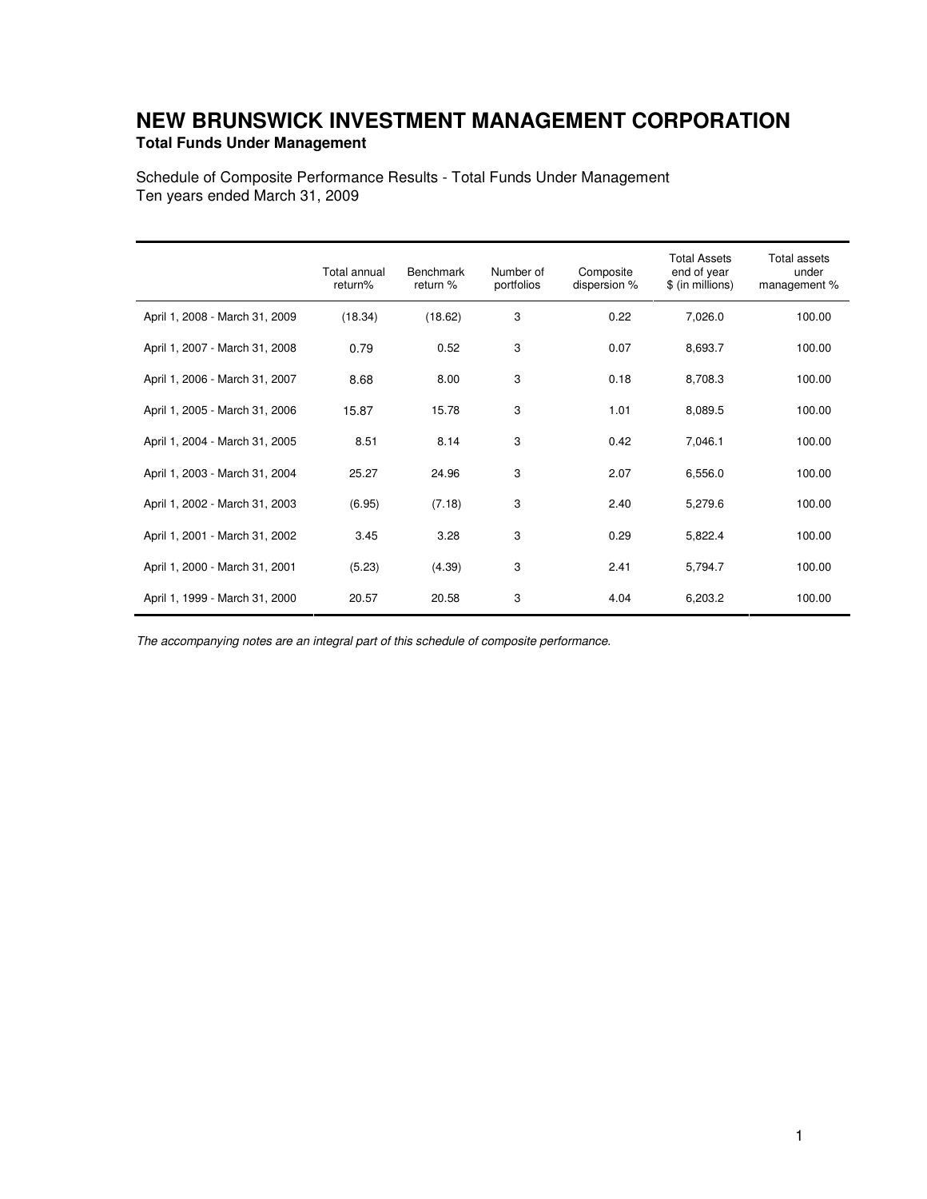# NEW BRUNSWICK INVESTMENT MANAGEMENT CORPORATION

**Total Funds Under Management**

Schedule of Composite Performance Results - Total Funds Under Management
Ten years ended March 31, 2009

| | Total annual return% | Benchmark return % | Number of portfolios | Composite dispersion % | Total Assets end of year $ (in millions) | Total assets under management % |
|---|---|---|---|---|---|---|
| April 1, 2008 - March 31, 2009 | (18.34) | (18.62) | 3 | 0.22 | 7,026.0 | 100.00 |
| April 1, 2007 - March 31, 2008 | 0.79 | 0.52 | 3 | 0.07 | 8,693.7 | 100.00 |
| April 1, 2006 - March 31, 2007 | 8.68 | 8.00 | 3 | 0.18 | 8,708.3 | 100.00 |
| April 1, 2005 - March 31, 2006 | 15.87 | 15.78 | 3 | 1.01 | 8,089.5 | 100.00 |
| April 1, 2004 - March 31, 2005 | 8.51 | 8.14 | 3 | 0.42 | 7,046.1 | 100.00 |
| April 1, 2003 - March 31, 2004 | 25.27 | 24.96 | 3 | 2.07 | 6,556.0 | 100.00 |
| April 1, 2002 - March 31, 2003 | (6.95) | (7.18) | 3 | 2.40 | 5,279.6 | 100.00 |
| April 1, 2001 - March 31, 2002 | 3.45 | 3.28 | 3 | 0.29 | 5,822.4 | 100.00 |
| April 1, 2000 - March 31, 2001 | (5.23) | (4.39) | 3 | 2.41 | 5,794.7 | 100.00 |
| April 1, 1999 - March 31, 2000 | 20.57 | 20.58 | 3 | 4.04 | 6,203.2 | 100.00 |

*The accompanying notes are an integral part of this schedule of composite performance.*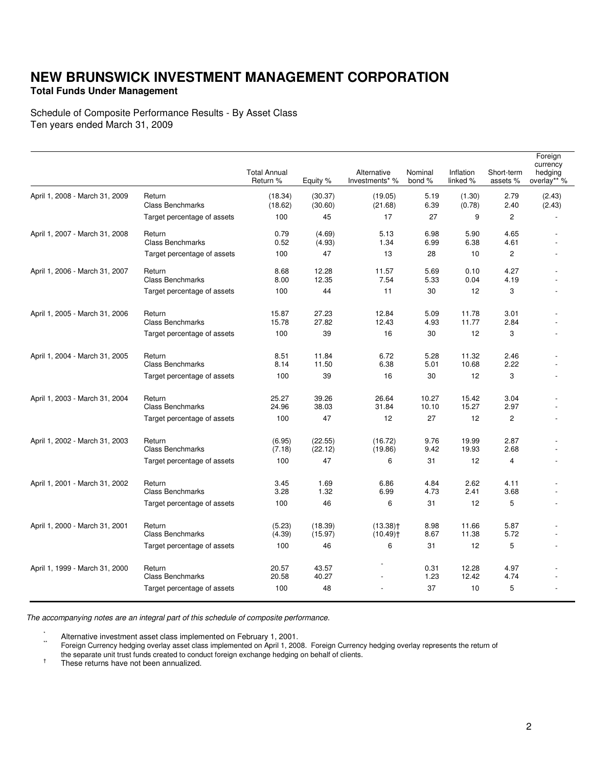# NEW BRUNSWICK INVESTMENT MANAGEMENT CORPORATION

**Total Funds Under Management**

Schedule of Composite Performance Results - By Asset Class
Ten years ended March 31, 2009

| | | Total Annual Return % | Equity % | Alternative Investments* % | Nominal bond % | Inflation linked % | Short-term assets % | Foreign currency hedging overlay** % |
|---|---|---|---|---|---|---|---|---|
| April 1, 2008 - March 31, 2009 | Return | (18.34) | (30.37) | (19.05) | 5.19 | (1.30) | 2.79 | (2.43) |
| | Class Benchmarks | (18.62) | (30.60) | (21.68) | 6.39 | (0.78) | 2.40 | (2.43) |
| | Target percentage of assets | 100 | 45 | 17 | 27 | 9 | 2 | - |
| April 1, 2007 - March 31, 2008 | Return | 0.79 | (4.69) | 5.13 | 6.98 | 5.90 | 4.65 | - |
| | Class Benchmarks | 0.52 | (4.93) | 1.34 | 6.99 | 6.38 | 4.61 | - |
| | Target percentage of assets | 100 | 47 | 13 | 28 | 10 | 2 | - |
| April 1, 2006 - March 31, 2007 | Return | 8.68 | 12.28 | 11.57 | 5.69 | 0.10 | 4.27 | - |
| | Class Benchmarks | 8.00 | 12.35 | 7.54 | 5.33 | 0.04 | 4.19 | - |
| | Target percentage of assets | 100 | 44 | 11 | 30 | 12 | 3 | - |
| April 1, 2005 - March 31, 2006 | Return | 15.87 | 27.23 | 12.84 | 5.09 | 11.78 | 3.01 | - |
| | Class Benchmarks | 15.78 | 27.82 | 12.43 | 4.93 | 11.77 | 2.84 | - |
| | Target percentage of assets | 100 | 39 | 16 | 30 | 12 | 3 | - |
| April 1, 2004 - March 31, 2005 | Return | 8.51 | 11.84 | 6.72 | 5.28 | 11.32 | 2.46 | - |
| | Class Benchmarks | 8.14 | 11.50 | 6.38 | 5.01 | 10.68 | 2.22 | - |
| | Target percentage of assets | 100 | 39 | 16 | 30 | 12 | 3 | - |
| April 1, 2003 - March 31, 2004 | Return | 25.27 | 39.26 | 26.64 | 10.27 | 15.42 | 3.04 | - |
| | Class Benchmarks | 24.96 | 38.03 | 31.84 | 10.10 | 15.27 | 2.97 | - |
| | Target percentage of assets | 100 | 47 | 12 | 27 | 12 | 2 | - |
| April 1, 2002 - March 31, 2003 | Return | (6.95) | (22.55) | (16.72) | 9.76 | 19.99 | 2.87 | - |
| | Class Benchmarks | (7.18) | (22.12) | (19.86) | 9.42 | 19.93 | 2.68 | - |
| | Target percentage of assets | 100 | 47 | 6 | 31 | 12 | 4 | - |
| April 1, 2001 - March 31, 2002 | Return | 3.45 | 1.69 | 6.86 | 4.84 | 2.62 | 4.11 | - |
| | Class Benchmarks | 3.28 | 1.32 | 6.99 | 4.73 | 2.41 | 3.68 | - |
| | Target percentage of assets | 100 | 46 | 6 | 31 | 12 | 5 | - |
| April 1, 2000 - March 31, 2001 | Return | (5.23) | (18.39) | (13.38)† | 8.98 | 11.66 | 5.87 | - |
| | Class Benchmarks | (4.39) | (15.97) | (10.49)† | 8.67 | 11.38 | 5.72 | - |
| | Target percentage of assets | 100 | 46 | 6 | 31 | 12 | 5 | - |
| April 1, 1999 - March 31, 2000 | Return | 20.57 | 43.57 | - | 0.31 | 12.28 | 4.97 | - |
| | Class Benchmarks | 20.58 | 40.27 | - | 1.23 | 12.42 | 4.74 | - |
| | Target percentage of assets | 100 | 48 | - | 37 | 10 | 5 | - |

*The accompanying notes are an integral part of this schedule of composite performance.*

\* Alternative investment asset class implemented on February 1, 2001.

\** Foreign Currency hedging overlay asset class implemented on April 1, 2008. Foreign Currency hedging overlay represents the return of the separate unit trust funds created to conduct foreign exchange hedging on behalf of clients.

† These returns have not been annualized.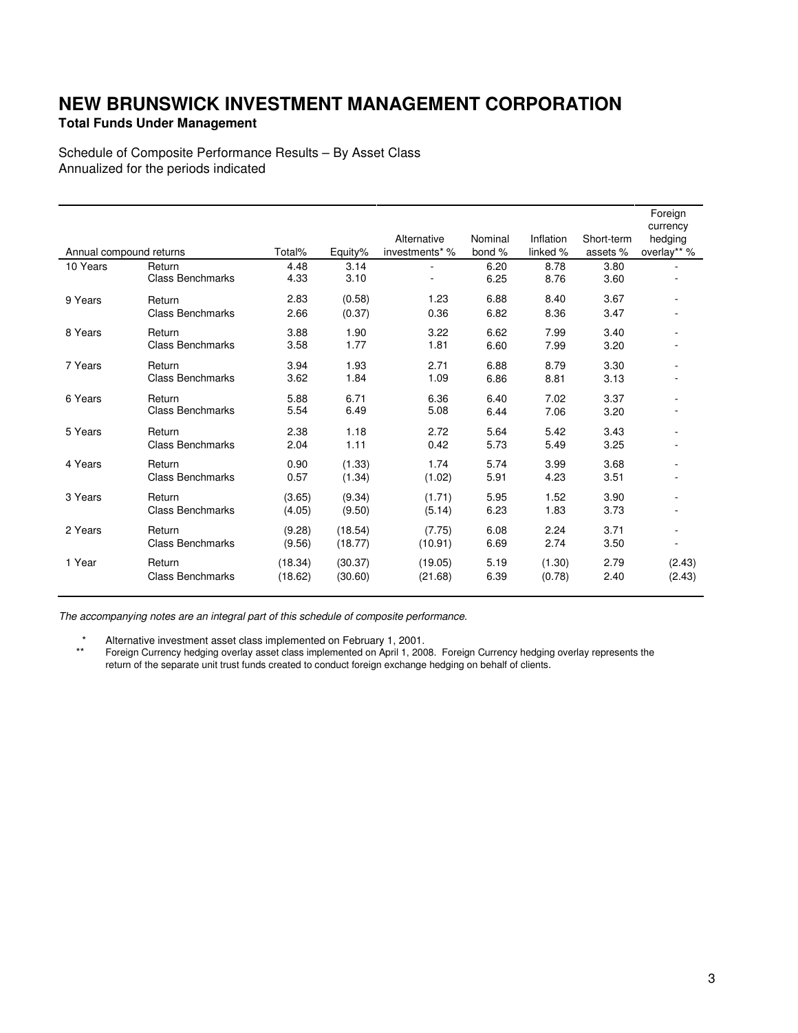# NEW BRUNSWICK INVESTMENT MANAGEMENT CORPORATION

**Total Funds Under Management**

Schedule of Composite Performance Results – By Asset Class
Annualized for the periods indicated

| Annual compound returns | | Total% | Equity% | Alternative investments* % | Nominal bond % | Inflation linked % | Short-term assets % | Foreign currency hedging overlay** % |
|---|---|---|---|---|---|---|---|---|
| 10 Years | Return | 4.48 | 3.14 | - | 6.20 | 8.78 | 3.80 | - |
| | Class Benchmarks | 4.33 | 3.10 | - | 6.25 | 8.76 | 3.60 | - |
| 9 Years | Return | 2.83 | (0.58) | 1.23 | 6.88 | 8.40 | 3.67 | - |
| | Class Benchmarks | 2.66 | (0.37) | 0.36 | 6.82 | 8.36 | 3.47 | - |
| 8 Years | Return | 3.88 | 1.90 | 3.22 | 6.62 | 7.99 | 3.40 | - |
| | Class Benchmarks | 3.58 | 1.77 | 1.81 | 6.60 | 7.99 | 3.20 | - |
| 7 Years | Return | 3.94 | 1.93 | 2.71 | 6.88 | 8.79 | 3.30 | - |
| | Class Benchmarks | 3.62 | 1.84 | 1.09 | 6.86 | 8.81 | 3.13 | - |
| 6 Years | Return | 5.88 | 6.71 | 6.36 | 6.40 | 7.02 | 3.37 | - |
| | Class Benchmarks | 5.54 | 6.49 | 5.08 | 6.44 | 7.06 | 3.20 | - |
| 5 Years | Return | 2.38 | 1.18 | 2.72 | 5.64 | 5.42 | 3.43 | - |
| | Class Benchmarks | 2.04 | 1.11 | 0.42 | 5.73 | 5.49 | 3.25 | - |
| 4 Years | Return | 0.90 | (1.33) | 1.74 | 5.74 | 3.99 | 3.68 | - |
| | Class Benchmarks | 0.57 | (1.34) | (1.02) | 5.91 | 4.23 | 3.51 | - |
| 3 Years | Return | (3.65) | (9.34) | (1.71) | 5.95 | 1.52 | 3.90 | - |
| | Class Benchmarks | (4.05) | (9.50) | (5.14) | 6.23 | 1.83 | 3.73 | - |
| 2 Years | Return | (9.28) | (18.54) | (7.75) | 6.08 | 2.24 | 3.71 | - |
| | Class Benchmarks | (9.56) | (18.77) | (10.91) | 6.69 | 2.74 | 3.50 | - |
| 1 Year | Return | (18.34) | (30.37) | (19.05) | 5.19 | (1.30) | 2.79 | (2.43) |
| | Class Benchmarks | (18.62) | (30.60) | (21.68) | 6.39 | (0.78) | 2.40 | (2.43) |

*The accompanying notes are an integral part of this schedule of composite performance.*

\* Alternative investment asset class implemented on February 1, 2001.

\*\* Foreign Currency hedging overlay asset class implemented on April 1, 2008. Foreign Currency hedging overlay represents the return of the separate unit trust funds created to conduct foreign exchange hedging on behalf of clients.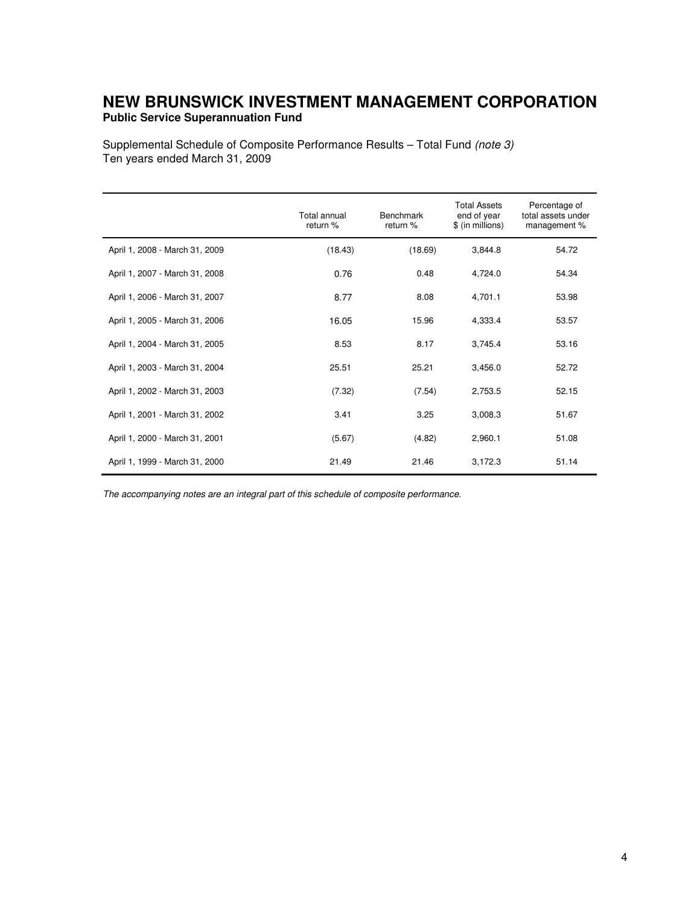# NEW BRUNSWICK INVESTMENT MANAGEMENT CORPORATION

**Public Service Superannuation Fund**

Supplemental Schedule of Composite Performance Results – Total Fund *(note 3)*
Ten years ended March 31, 2009

| | Total annual return % | Benchmark return % | Total Assets end of year $ (in millions) | Percentage of total assets under management % |
|---|---|---|---|---|
| April 1, 2008 - March 31, 2009 | (18.43) | (18.69) | 3,844.8 | 54.72 |
| April 1, 2007 - March 31, 2008 | 0.76 | 0.48 | 4,724.0 | 54.34 |
| April 1, 2006 - March 31, 2007 | 8.77 | 8.08 | 4,701.1 | 53.98 |
| April 1, 2005 - March 31, 2006 | 16.05 | 15.96 | 4,333.4 | 53.57 |
| April 1, 2004 - March 31, 2005 | 8.53 | 8.17 | 3,745.4 | 53.16 |
| April 1, 2003 - March 31, 2004 | 25.51 | 25.21 | 3,456.0 | 52.72 |
| April 1, 2002 - March 31, 2003 | (7.32) | (7.54) | 2,753.5 | 52.15 |
| April 1, 2001 - March 31, 2002 | 3.41 | 3.25 | 3,008.3 | 51.67 |
| April 1, 2000 - March 31, 2001 | (5.67) | (4.82) | 2,960.1 | 51.08 |
| April 1, 1999 - March 31, 2000 | 21.49 | 21.46 | 3,172.3 | 51.14 |

*The accompanying notes are an integral part of this schedule of composite performance.*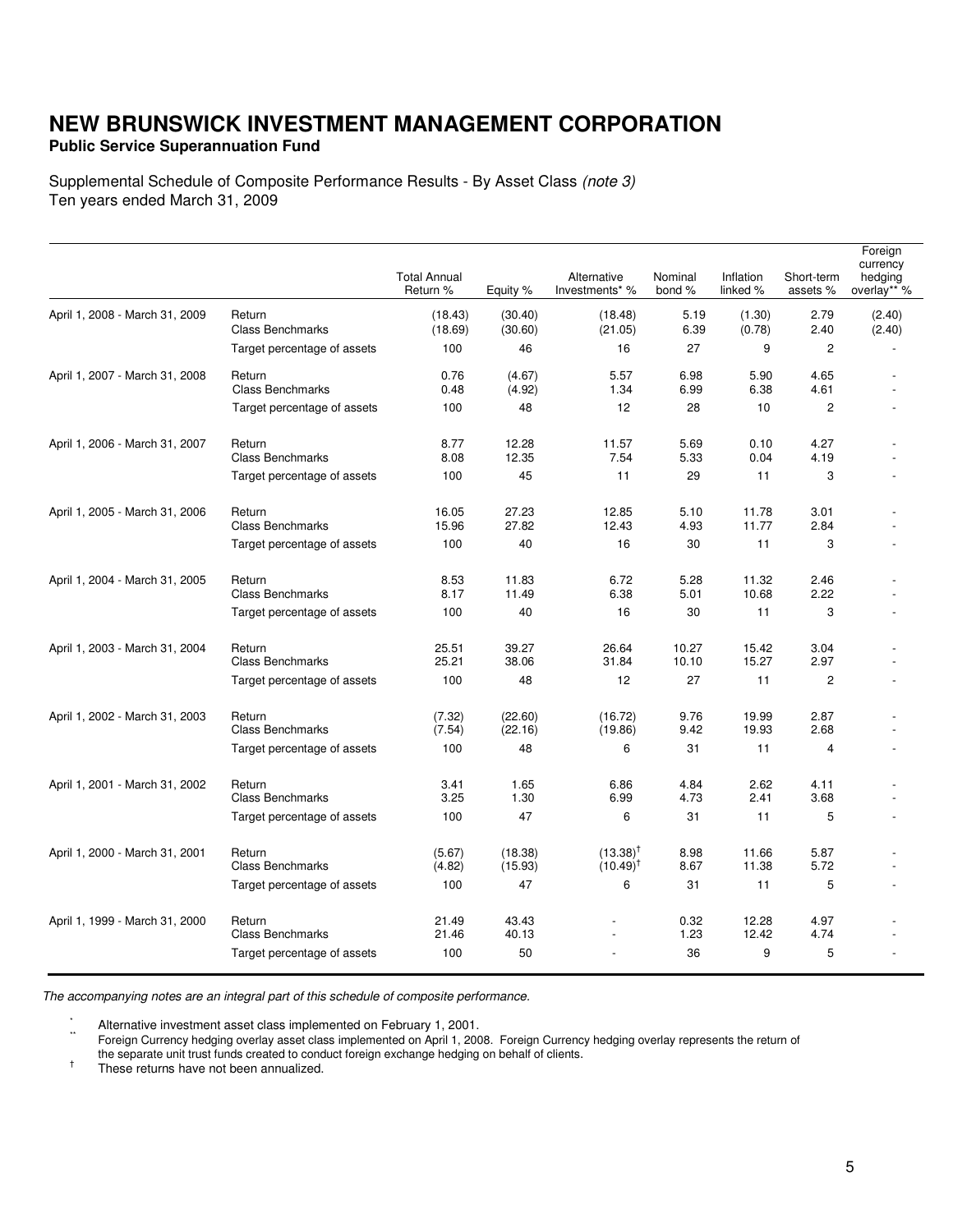# NEW BRUNSWICK INVESTMENT MANAGEMENT CORPORATION

**Public Service Superannuation Fund**

Supplemental Schedule of Composite Performance Results - By Asset Class *(note 3)*
Ten years ended March 31, 2009

| | | Total Annual Return % | Equity % | Alternative Investments* % | Nominal bond % | Inflation linked % | Short-term assets % | Foreign currency hedging overlay** % |
|---|---|---|---|---|---|---|---|---|
| April 1, 2008 - March 31, 2009 | Return | (18.43) | (30.40) | (18.48) | 5.19 | (1.30) | 2.79 | (2.40) |
| | Class Benchmarks | (18.69) | (30.60) | (21.05) | 6.39 | (0.78) | 2.40 | (2.40) |
| | Target percentage of assets | 100 | 46 | 16 | 27 | 9 | 2 | - |
| April 1, 2007 - March 31, 2008 | Return | 0.76 | (4.67) | 5.57 | 6.98 | 5.90 | 4.65 | - |
| | Class Benchmarks | 0.48 | (4.92) | 1.34 | 6.99 | 6.38 | 4.61 | - |
| | Target percentage of assets | 100 | 48 | 12 | 28 | 10 | 2 | - |
| April 1, 2006 - March 31, 2007 | Return | 8.77 | 12.28 | 11.57 | 5.69 | 0.10 | 4.27 | - |
| | Class Benchmarks | 8.08 | 12.35 | 7.54 | 5.33 | 0.04 | 4.19 | - |
| | Target percentage of assets | 100 | 45 | 11 | 29 | 11 | 3 | - |
| April 1, 2005 - March 31, 2006 | Return | 16.05 | 27.23 | 12.85 | 5.10 | 11.78 | 3.01 | - |
| | Class Benchmarks | 15.96 | 27.82 | 12.43 | 4.93 | 11.77 | 2.84 | - |
| | Target percentage of assets | 100 | 40 | 16 | 30 | 11 | 3 | - |
| April 1, 2004 - March 31, 2005 | Return | 8.53 | 11.83 | 6.72 | 5.28 | 11.32 | 2.46 | - |
| | Class Benchmarks | 8.17 | 11.49 | 6.38 | 5.01 | 10.68 | 2.22 | - |
| | Target percentage of assets | 100 | 40 | 16 | 30 | 11 | 3 | - |
| April 1, 2003 - March 31, 2004 | Return | 25.51 | 39.27 | 26.64 | 10.27 | 15.42 | 3.04 | - |
| | Class Benchmarks | 25.21 | 38.06 | 31.84 | 10.10 | 15.27 | 2.97 | - |
| | Target percentage of assets | 100 | 48 | 12 | 27 | 11 | 2 | - |
| April 1, 2002 - March 31, 2003 | Return | (7.32) | (22.60) | (16.72) | 9.76 | 19.99 | 2.87 | - |
| | Class Benchmarks | (7.54) | (22.16) | (19.86) | 9.42 | 19.93 | 2.68 | - |
| | Target percentage of assets | 100 | 48 | 6 | 31 | 11 | 4 | - |
| April 1, 2001 - March 31, 2002 | Return | 3.41 | 1.65 | 6.86 | 4.84 | 2.62 | 4.11 | - |
| | Class Benchmarks | 3.25 | 1.30 | 6.99 | 4.73 | 2.41 | 3.68 | - |
| | Target percentage of assets | 100 | 47 | 6 | 31 | 11 | 5 | - |
| April 1, 2000 - March 31, 2001 | Return | (5.67) | (18.38) | (13.38)† | 8.98 | 11.66 | 5.87 | - |
| | Class Benchmarks | (4.82) | (15.93) | (10.49)† | 8.67 | 11.38 | 5.72 | - |
| | Target percentage of assets | 100 | 47 | 6 | 31 | 11 | 5 | - |
| April 1, 1999 - March 31, 2000 | Return | 21.49 | 43.43 | - | 0.32 | 12.28 | 4.97 | - |
| | Class Benchmarks | 21.46 | 40.13 | - | 1.23 | 12.42 | 4.74 | - |
| | Target percentage of assets | 100 | 50 | - | 36 | 9 | 5 | - |

*The accompanying notes are an integral part of this schedule of composite performance.*

\* Alternative investment asset class implemented on February 1, 2001.

\*\* Foreign Currency hedging overlay asset class implemented on April 1, 2008. Foreign Currency hedging overlay represents the return of the separate unit trust funds created to conduct foreign exchange hedging on behalf of clients.

† These returns have not been annualized.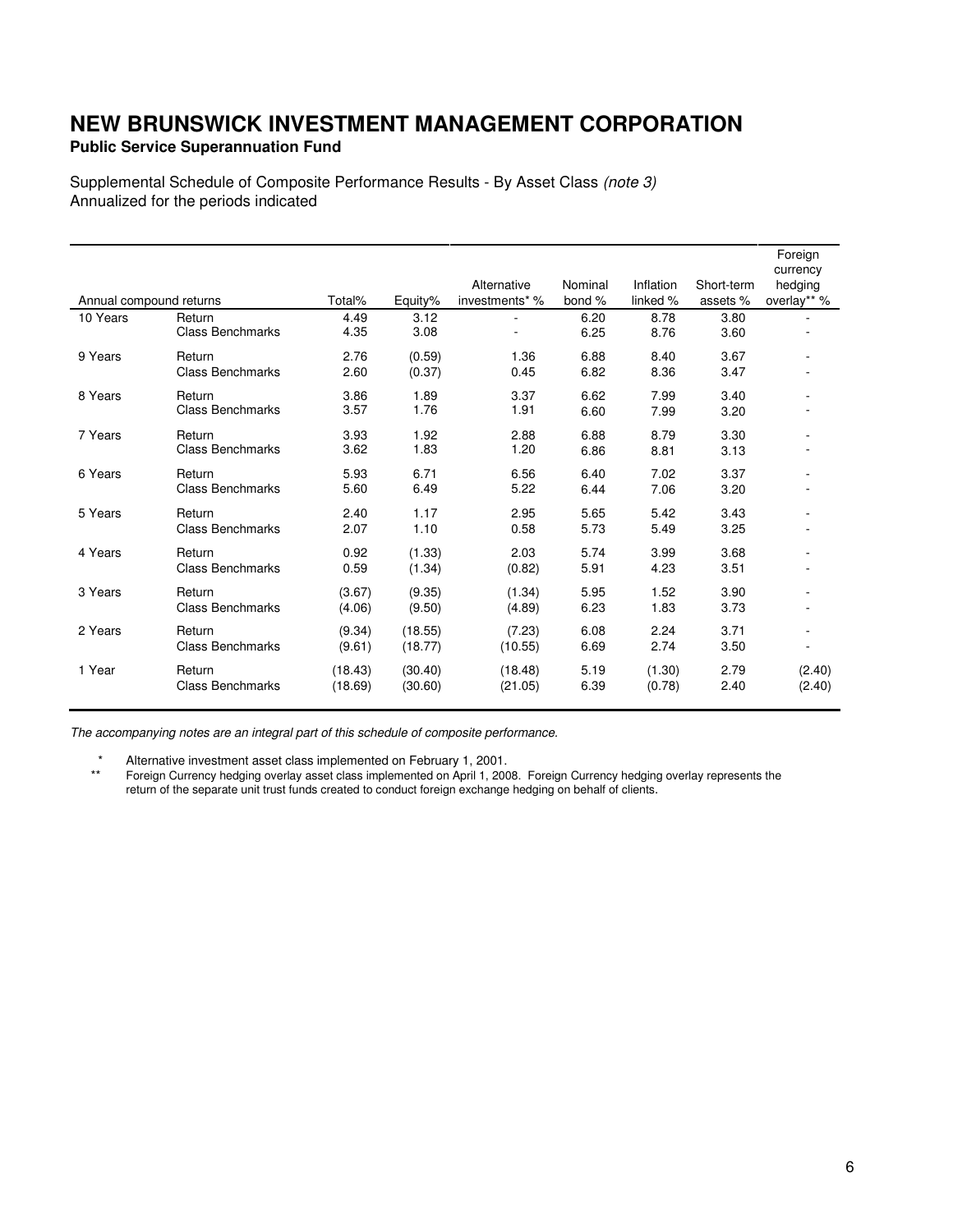# NEW BRUNSWICK INVESTMENT MANAGEMENT CORPORATION

**Public Service Superannuation Fund**

Supplemental Schedule of Composite Performance Results - By Asset Class *(note 3)*
Annualized for the periods indicated

| Annual compound returns | | Total% | Equity% | Alternative investments* % | Nominal bond % | Inflation linked % | Short-term assets % | Foreign currency hedging overlay** % |
|---|---|---|---|---|---|---|---|---|
| 10 Years | Return | 4.49 | 3.12 | - | 6.20 | 8.78 | 3.80 | - |
| | Class Benchmarks | 4.35 | 3.08 | - | 6.25 | 8.76 | 3.60 | - |
| 9 Years | Return | 2.76 | (0.59) | 1.36 | 6.88 | 8.40 | 3.67 | - |
| | Class Benchmarks | 2.60 | (0.37) | 0.45 | 6.82 | 8.36 | 3.47 | - |
| 8 Years | Return | 3.86 | 1.89 | 3.37 | 6.62 | 7.99 | 3.40 | - |
| | Class Benchmarks | 3.57 | 1.76 | 1.91 | 6.60 | 7.99 | 3.20 | - |
| 7 Years | Return | 3.93 | 1.92 | 2.88 | 6.88 | 8.79 | 3.30 | - |
| | Class Benchmarks | 3.62 | 1.83 | 1.20 | 6.86 | 8.81 | 3.13 | - |
| 6 Years | Return | 5.93 | 6.71 | 6.56 | 6.40 | 7.02 | 3.37 | - |
| | Class Benchmarks | 5.60 | 6.49 | 5.22 | 6.44 | 7.06 | 3.20 | - |
| 5 Years | Return | 2.40 | 1.17 | 2.95 | 5.65 | 5.42 | 3.43 | - |
| | Class Benchmarks | 2.07 | 1.10 | 0.58 | 5.73 | 5.49 | 3.25 | - |
| 4 Years | Return | 0.92 | (1.33) | 2.03 | 5.74 | 3.99 | 3.68 | - |
| | Class Benchmarks | 0.59 | (1.34) | (0.82) | 5.91 | 4.23 | 3.51 | - |
| 3 Years | Return | (3.67) | (9.35) | (1.34) | 5.95 | 1.52 | 3.90 | - |
| | Class Benchmarks | (4.06) | (9.50) | (4.89) | 6.23 | 1.83 | 3.73 | - |
| 2 Years | Return | (9.34) | (18.55) | (7.23) | 6.08 | 2.24 | 3.71 | - |
| | Class Benchmarks | (9.61) | (18.77) | (10.55) | 6.69 | 2.74 | 3.50 | - |
| 1 Year | Return | (18.43) | (30.40) | (18.48) | 5.19 | (1.30) | 2.79 | (2.40) |
| | Class Benchmarks | (18.69) | (30.60) | (21.05) | 6.39 | (0.78) | 2.40 | (2.40) |

*The accompanying notes are an integral part of this schedule of composite performance.*

\* Alternative investment asset class implemented on February 1, 2001.

** Foreign Currency hedging overlay asset class implemented on April 1, 2008. Foreign Currency hedging overlay represents the return of the separate unit trust funds created to conduct foreign exchange hedging on behalf of clients.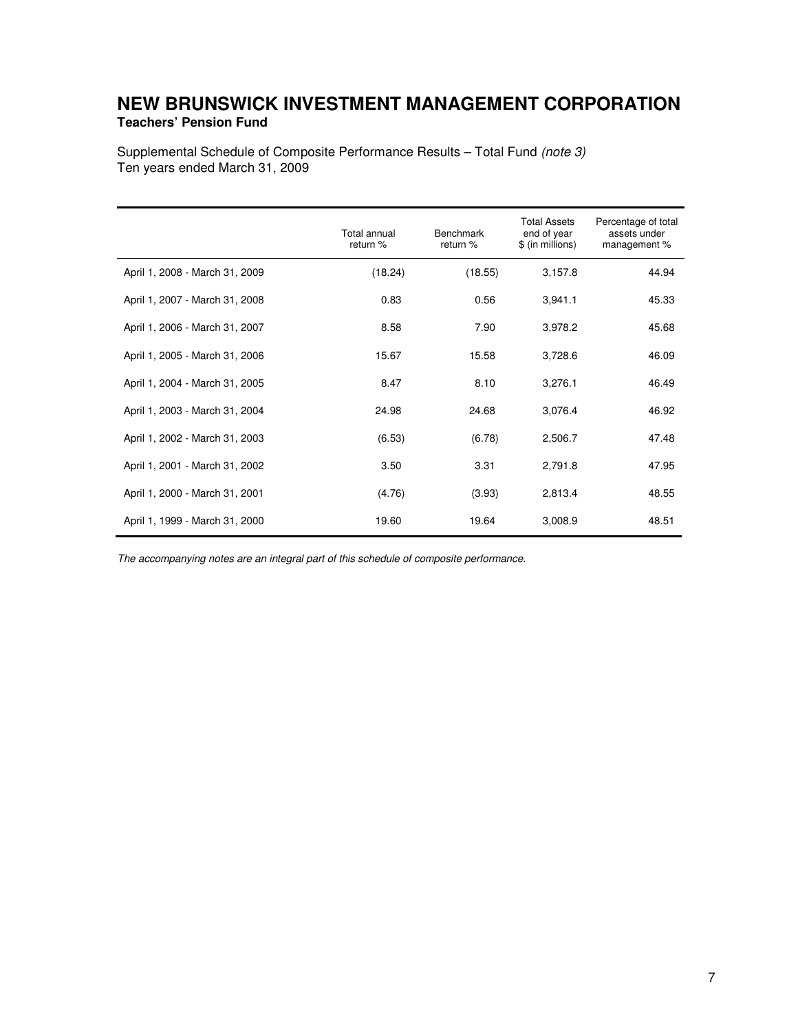# NEW BRUNSWICK INVESTMENT MANAGEMENT CORPORATION

**Teachers' Pension Fund**

Supplemental Schedule of Composite Performance Results – Total Fund *(note 3)*
Ten years ended March 31, 2009

| | Total annual return % | Benchmark return % | Total Assets end of year $ (in millions) | Percentage of total assets under management % |
|---|---|---|---|---|
| April 1, 2008 - March 31, 2009 | (18.24) | (18.55) | 3,157.8 | 44.94 |
| April 1, 2007 - March 31, 2008 | 0.83 | 0.56 | 3,941.1 | 45.33 |
| April 1, 2006 - March 31, 2007 | 8.58 | 7.90 | 3,978.2 | 45.68 |
| April 1, 2005 - March 31, 2006 | 15.67 | 15.58 | 3,728.6 | 46.09 |
| April 1, 2004 - March 31, 2005 | 8.47 | 8.10 | 3,276.1 | 46.49 |
| April 1, 2003 - March 31, 2004 | 24.98 | 24.68 | 3,076.4 | 46.92 |
| April 1, 2002 - March 31, 2003 | (6.53) | (6.78) | 2,506.7 | 47.48 |
| April 1, 2001 - March 31, 2002 | 3.50 | 3.31 | 2,791.8 | 47.95 |
| April 1, 2000 - March 31, 2001 | (4.76) | (3.93) | 2,813.4 | 48.55 |
| April 1, 1999 - March 31, 2000 | 19.60 | 19.64 | 3,008.9 | 48.51 |

*The accompanying notes are an integral part of this schedule of composite performance.*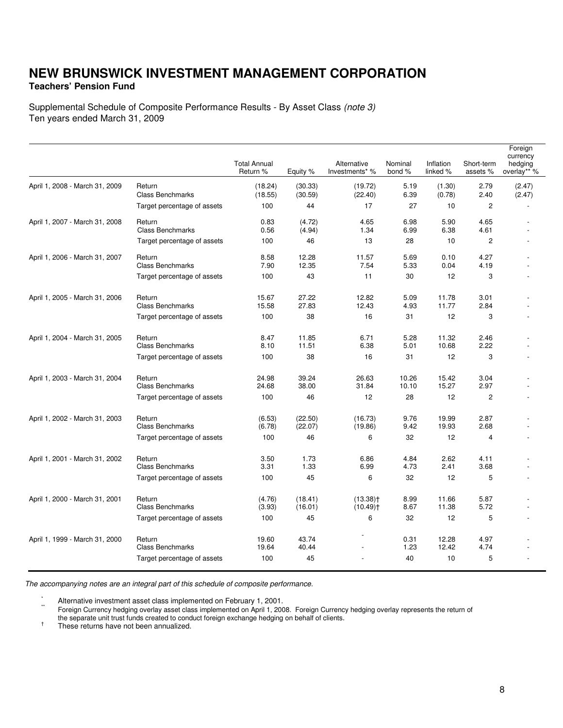# NEW BRUNSWICK INVESTMENT MANAGEMENT CORPORATION

**Teachers' Pension Fund**

Supplemental Schedule of Composite Performance Results - By Asset Class *(note 3)*
Ten years ended March 31, 2009

| | | Total Annual Return % | Equity % | Alternative Investments* % | Nominal bond % | Inflation linked % | Short-term assets % | Foreign currency hedging overlay** % |
|---|---|---|---|---|---|---|---|---|
| April 1, 2008 - March 31, 2009 | Return | (18.24) | (30.33) | (19.72) | 5.19 | (1.30) | 2.79 | (2.47) |
| | Class Benchmarks | (18.55) | (30.59) | (22.40) | 6.39 | (0.78) | 2.40 | (2.47) |
| | Target percentage of assets | 100 | 44 | 17 | 27 | 10 | 2 | - |
| April 1, 2007 - March 31, 2008 | Return | 0.83 | (4.72) | 4.65 | 6.98 | 5.90 | 4.65 | - |
| | Class Benchmarks | 0.56 | (4.94) | 1.34 | 6.99 | 6.38 | 4.61 | - |
| | Target percentage of assets | 100 | 46 | 13 | 28 | 10 | 2 | - |
| April 1, 2006 - March 31, 2007 | Return | 8.58 | 12.28 | 11.57 | 5.69 | 0.10 | 4.27 | - |
| | Class Benchmarks | 7.90 | 12.35 | 7.54 | 5.33 | 0.04 | 4.19 | - |
| | Target percentage of assets | 100 | 43 | 11 | 30 | 12 | 3 | - |
| April 1, 2005 - March 31, 2006 | Return | 15.67 | 27.22 | 12.82 | 5.09 | 11.78 | 3.01 | - |
| | Class Benchmarks | 15.58 | 27.83 | 12.43 | 4.93 | 11.77 | 2.84 | - |
| | Target percentage of assets | 100 | 38 | 16 | 31 | 12 | 3 | - |
| April 1, 2004 - March 31, 2005 | Return | 8.47 | 11.85 | 6.71 | 5.28 | 11.32 | 2.46 | - |
| | Class Benchmarks | 8.10 | 11.51 | 6.38 | 5.01 | 10.68 | 2.22 | - |
| | Target percentage of assets | 100 | 38 | 16 | 31 | 12 | 3 | - |
| April 1, 2003 - March 31, 2004 | Return | 24.98 | 39.24 | 26.63 | 10.26 | 15.42 | 3.04 | - |
| | Class Benchmarks | 24.68 | 38.00 | 31.84 | 10.10 | 15.27 | 2.97 | - |
| | Target percentage of assets | 100 | 46 | 12 | 28 | 12 | 2 | - |
| April 1, 2002 - March 31, 2003 | Return | (6.53) | (22.50) | (16.73) | 9.76 | 19.99 | 2.87 | - |
| | Class Benchmarks | (6.78) | (22.07) | (19.86) | 9.42 | 19.93 | 2.68 | - |
| | Target percentage of assets | 100 | 46 | 6 | 32 | 12 | 4 | - |
| April 1, 2001 - March 31, 2002 | Return | 3.50 | 1.73 | 6.86 | 4.84 | 2.62 | 4.11 | - |
| | Class Benchmarks | 3.31 | 1.33 | 6.99 | 4.73 | 2.41 | 3.68 | - |
| | Target percentage of assets | 100 | 45 | 6 | 32 | 12 | 5 | - |
| April 1, 2000 - March 31, 2001 | Return | (4.76) | (18.41) | (13.38)† | 8.99 | 11.66 | 5.87 | - |
| | Class Benchmarks | (3.93) | (16.01) | (10.49)† | 8.67 | 11.38 | 5.72 | - |
| | Target percentage of assets | 100 | 45 | 6 | 32 | 12 | 5 | - |
| April 1, 1999 - March 31, 2000 | Return | 19.60 | 43.74 | - | 0.31 | 12.28 | 4.97 | - |
| | Class Benchmarks | 19.64 | 40.44 | - | 1.23 | 12.42 | 4.74 | - |
| | Target percentage of assets | 100 | 45 | - | 40 | 10 | 5 | - |

*The accompanying notes are an integral part of this schedule of composite performance.*

\* Alternative investment asset class implemented on February 1, 2001.

** Foreign Currency hedging overlay asset class implemented on April 1, 2008. Foreign Currency hedging overlay represents the return of the separate unit trust funds created to conduct foreign exchange hedging on behalf of clients.

† These returns have not been annualized.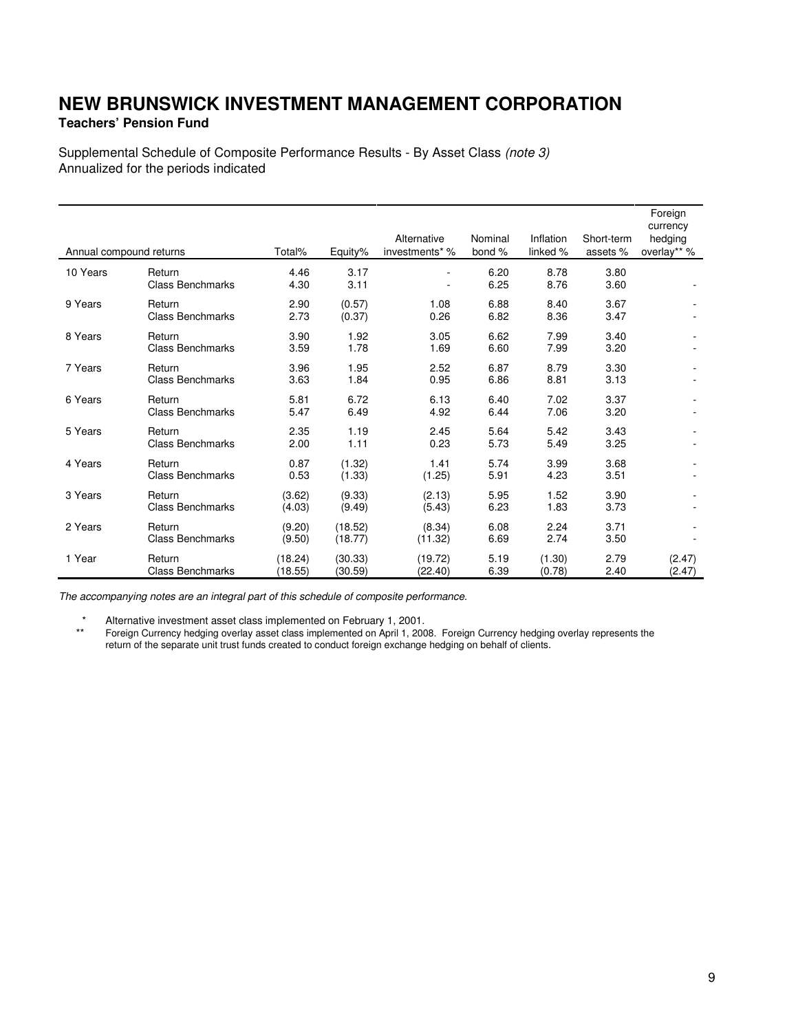# NEW BRUNSWICK INVESTMENT MANAGEMENT CORPORATION

**Teachers' Pension Fund**

Supplemental Schedule of Composite Performance Results - By Asset Class *(note 3)*
Annualized for the periods indicated

| Annual compound returns | | Total% | Equity% | Alternative investments* % | Nominal bond % | Inflation linked % | Short-term assets % | Foreign currency hedging overlay** % |
|---|---|---|---|---|---|---|---|---|
| 10 Years | Return | 4.46 | 3.17 | - | 6.20 | 8.78 | 3.80 | |
| | Class Benchmarks | 4.30 | 3.11 | - | 6.25 | 8.76 | 3.60 | - |
| 9 Years | Return | 2.90 | (0.57) | 1.08 | 6.88 | 8.40 | 3.67 | - |
| | Class Benchmarks | 2.73 | (0.37) | 0.26 | 6.82 | 8.36 | 3.47 | - |
| 8 Years | Return | 3.90 | 1.92 | 3.05 | 6.62 | 7.99 | 3.40 | - |
| | Class Benchmarks | 3.59 | 1.78 | 1.69 | 6.60 | 7.99 | 3.20 | - |
| 7 Years | Return | 3.96 | 1.95 | 2.52 | 6.87 | 8.79 | 3.30 | - |
| | Class Benchmarks | 3.63 | 1.84 | 0.95 | 6.86 | 8.81 | 3.13 | - |
| 6 Years | Return | 5.81 | 6.72 | 6.13 | 6.40 | 7.02 | 3.37 | - |
| | Class Benchmarks | 5.47 | 6.49 | 4.92 | 6.44 | 7.06 | 3.20 | - |
| 5 Years | Return | 2.35 | 1.19 | 2.45 | 5.64 | 5.42 | 3.43 | - |
| | Class Benchmarks | 2.00 | 1.11 | 0.23 | 5.73 | 5.49 | 3.25 | - |
| 4 Years | Return | 0.87 | (1.32) | 1.41 | 5.74 | 3.99 | 3.68 | - |
| | Class Benchmarks | 0.53 | (1.33) | (1.25) | 5.91 | 4.23 | 3.51 | - |
| 3 Years | Return | (3.62) | (9.33) | (2.13) | 5.95 | 1.52 | 3.90 | - |
| | Class Benchmarks | (4.03) | (9.49) | (5.43) | 6.23 | 1.83 | 3.73 | - |
| 2 Years | Return | (9.20) | (18.52) | (8.34) | 6.08 | 2.24 | 3.71 | - |
| | Class Benchmarks | (9.50) | (18.77) | (11.32) | 6.69 | 2.74 | 3.50 | - |
| 1 Year | Return | (18.24) | (30.33) | (19.72) | 5.19 | (1.30) | 2.79 | (2.47) |
| | Class Benchmarks | (18.55) | (30.59) | (22.40) | 6.39 | (0.78) | 2.40 | (2.47) |

*The accompanying notes are an integral part of this schedule of composite performance.*

\* Alternative investment asset class implemented on February 1, 2001.

\*\* Foreign Currency hedging overlay asset class implemented on April 1, 2008. Foreign Currency hedging overlay represents the return of the separate unit trust funds created to conduct foreign exchange hedging on behalf of clients.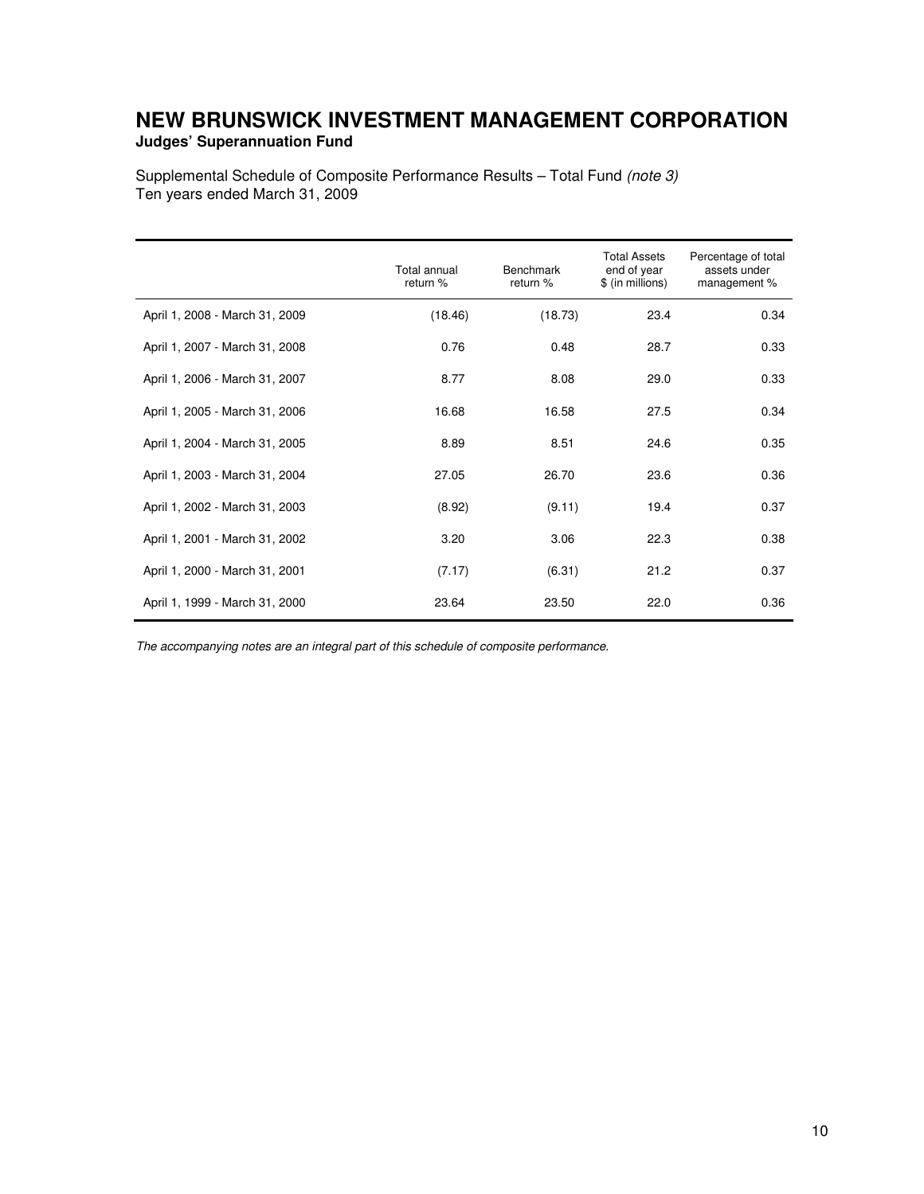# NEW BRUNSWICK INVESTMENT MANAGEMENT CORPORATION

**Judges' Superannuation Fund**

Supplemental Schedule of Composite Performance Results – Total Fund *(note 3)*
Ten years ended March 31, 2009

| | Total annual return % | Benchmark return % | Total Assets end of year $ (in millions) | Percentage of total assets under management % |
|---|---|---|---|---|
| April 1, 2008 - March 31, 2009 | (18.46) | (18.73) | 23.4 | 0.34 |
| April 1, 2007 - March 31, 2008 | 0.76 | 0.48 | 28.7 | 0.33 |
| April 1, 2006 - March 31, 2007 | 8.77 | 8.08 | 29.0 | 0.33 |
| April 1, 2005 - March 31, 2006 | 16.68 | 16.58 | 27.5 | 0.34 |
| April 1, 2004 - March 31, 2005 | 8.89 | 8.51 | 24.6 | 0.35 |
| April 1, 2003 - March 31, 2004 | 27.05 | 26.70 | 23.6 | 0.36 |
| April 1, 2002 - March 31, 2003 | (8.92) | (9.11) | 19.4 | 0.37 |
| April 1, 2001 - March 31, 2002 | 3.20 | 3.06 | 22.3 | 0.38 |
| April 1, 2000 - March 31, 2001 | (7.17) | (6.31) | 21.2 | 0.37 |
| April 1, 1999 - March 31, 2000 | 23.64 | 23.50 | 22.0 | 0.36 |

*The accompanying notes are an integral part of this schedule of composite performance.*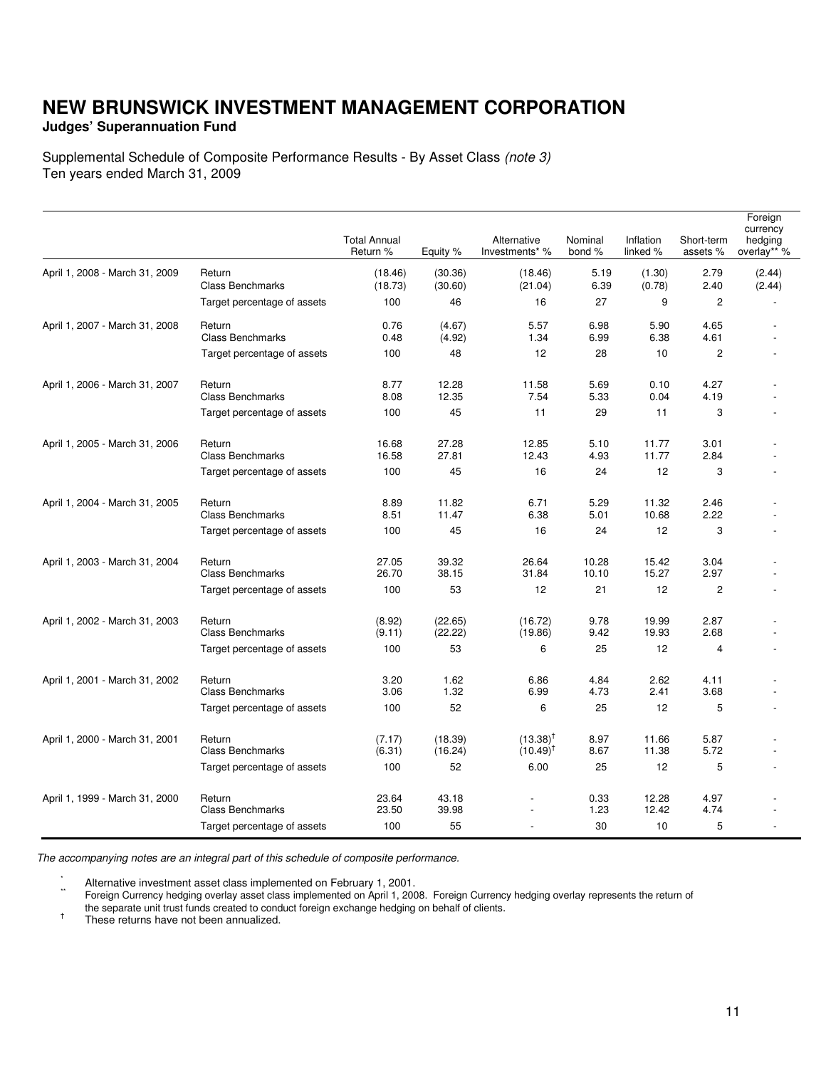# NEW BRUNSWICK INVESTMENT MANAGEMENT CORPORATION

**Judges' Superannuation Fund**

Supplemental Schedule of Composite Performance Results - By Asset Class *(note 3)*
Ten years ended March 31, 2009

| | | Total Annual Return % | Equity % | Alternative Investments* % | Nominal bond % | Inflation linked % | Short-term assets % | Foreign currency hedging overlay** % |
|---|---|---|---|---|---|---|---|---|
| April 1, 2008 - March 31, 2009 | Return | (18.46) | (30.36) | (18.46) | 5.19 | (1.30) | 2.79 | (2.44) |
| | Class Benchmarks | (18.73) | (30.60) | (21.04) | 6.39 | (0.78) | 2.40 | (2.44) |
| | Target percentage of assets | 100 | 46 | 16 | 27 | 9 | 2 | - |
| April 1, 2007 - March 31, 2008 | Return | 0.76 | (4.67) | 5.57 | 6.98 | 5.90 | 4.65 | - |
| | Class Benchmarks | 0.48 | (4.92) | 1.34 | 6.99 | 6.38 | 4.61 | - |
| | Target percentage of assets | 100 | 48 | 12 | 28 | 10 | 2 | - |
| April 1, 2006 - March 31, 2007 | Return | 8.77 | 12.28 | 11.58 | 5.69 | 0.10 | 4.27 | - |
| | Class Benchmarks | 8.08 | 12.35 | 7.54 | 5.33 | 0.04 | 4.19 | - |
| | Target percentage of assets | 100 | 45 | 11 | 29 | 11 | 3 | - |
| April 1, 2005 - March 31, 2006 | Return | 16.68 | 27.28 | 12.85 | 5.10 | 11.77 | 3.01 | - |
| | Class Benchmarks | 16.58 | 27.81 | 12.43 | 4.93 | 11.77 | 2.84 | - |
| | Target percentage of assets | 100 | 45 | 16 | 24 | 12 | 3 | - |
| April 1, 2004 - March 31, 2005 | Return | 8.89 | 11.82 | 6.71 | 5.29 | 11.32 | 2.46 | - |
| | Class Benchmarks | 8.51 | 11.47 | 6.38 | 5.01 | 10.68 | 2.22 | - |
| | Target percentage of assets | 100 | 45 | 16 | 24 | 12 | 3 | - |
| April 1, 2003 - March 31, 2004 | Return | 27.05 | 39.32 | 26.64 | 10.28 | 15.42 | 3.04 | - |
| | Class Benchmarks | 26.70 | 38.15 | 31.84 | 10.10 | 15.27 | 2.97 | - |
| | Target percentage of assets | 100 | 53 | 12 | 21 | 12 | 2 | - |
| April 1, 2002 - March 31, 2003 | Return | (8.92) | (22.65) | (16.72) | 9.78 | 19.99 | 2.87 | - |
| | Class Benchmarks | (9.11) | (22.22) | (19.86) | 9.42 | 19.93 | 2.68 | - |
| | Target percentage of assets | 100 | 53 | 6 | 25 | 12 | 4 | - |
| April 1, 2001 - March 31, 2002 | Return | 3.20 | 1.62 | 6.86 | 4.84 | 2.62 | 4.11 | - |
| | Class Benchmarks | 3.06 | 1.32 | 6.99 | 4.73 | 2.41 | 3.68 | - |
| | Target percentage of assets | 100 | 52 | 6 | 25 | 12 | 5 | - |
| April 1, 2000 - March 31, 2001 | Return | (7.17) | (18.39) | (13.38)† | 8.97 | 11.66 | 5.87 | - |
| | Class Benchmarks | (6.31) | (16.24) | (10.49)† | 8.67 | 11.38 | 5.72 | - |
| | Target percentage of assets | 100 | 52 | 6.00 | 25 | 12 | 5 | - |
| April 1, 1999 - March 31, 2000 | Return | 23.64 | 43.18 | - | 0.33 | 12.28 | 4.97 | - |
| | Class Benchmarks | 23.50 | 39.98 | - | 1.23 | 12.42 | 4.74 | - |
| | Target percentage of assets | 100 | 55 | - | 30 | 10 | 5 | - |

*The accompanying notes are an integral part of this schedule of composite performance.*

\* Alternative investment asset class implemented on February 1, 2001.

** Foreign Currency hedging overlay asset class implemented on April 1, 2008. Foreign Currency hedging overlay represents the return of the separate unit trust funds created to conduct foreign exchange hedging on behalf of clients.

† These returns have not been annualized.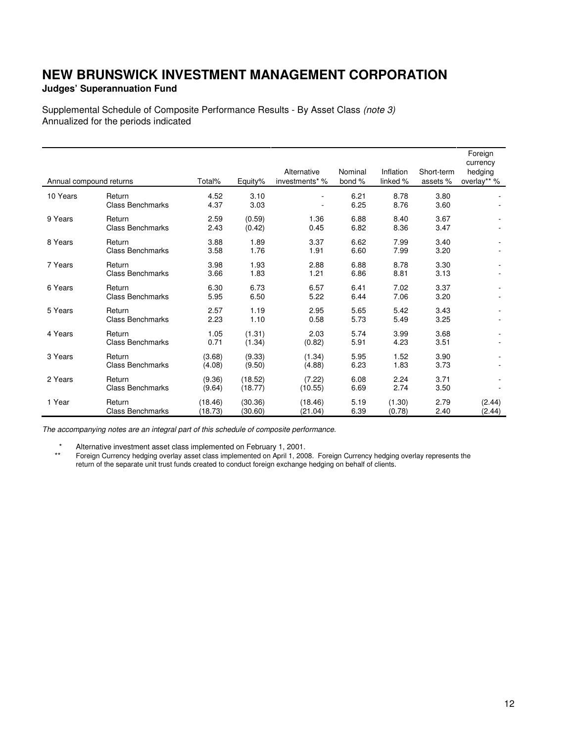# NEW BRUNSWICK INVESTMENT MANAGEMENT CORPORATION

**Judges' Superannuation Fund**

Supplemental Schedule of Composite Performance Results - By Asset Class *(note 3)*
Annualized for the periods indicated

| Annual compound returns | | Total% | Equity% | Alternative investments* % | Nominal bond % | Inflation linked % | Short-term assets % | Foreign currency hedging overlay** % |
|---|---|---|---|---|---|---|---|---|
| 10 Years | Return | 4.52 | 3.10 | - | 6.21 | 8.78 | 3.80 | - |
| | Class Benchmarks | 4.37 | 3.03 | - | 6.25 | 8.76 | 3.60 | - |
| 9 Years | Return | 2.59 | (0.59) | 1.36 | 6.88 | 8.40 | 3.67 | - |
| | Class Benchmarks | 2.43 | (0.42) | 0.45 | 6.82 | 8.36 | 3.47 | - |
| 8 Years | Return | 3.88 | 1.89 | 3.37 | 6.62 | 7.99 | 3.40 | - |
| | Class Benchmarks | 3.58 | 1.76 | 1.91 | 6.60 | 7.99 | 3.20 | - |
| 7 Years | Return | 3.98 | 1.93 | 2.88 | 6.88 | 8.78 | 3.30 | - |
| | Class Benchmarks | 3.66 | 1.83 | 1.21 | 6.86 | 8.81 | 3.13 | - |
| 6 Years | Return | 6.30 | 6.73 | 6.57 | 6.41 | 7.02 | 3.37 | - |
| | Class Benchmarks | 5.95 | 6.50 | 5.22 | 6.44 | 7.06 | 3.20 | - |
| 5 Years | Return | 2.57 | 1.19 | 2.95 | 5.65 | 5.42 | 3.43 | - |
| | Class Benchmarks | 2.23 | 1.10 | 0.58 | 5.73 | 5.49 | 3.25 | - |
| 4 Years | Return | 1.05 | (1.31) | 2.03 | 5.74 | 3.99 | 3.68 | - |
| | Class Benchmarks | 0.71 | (1.34) | (0.82) | 5.91 | 4.23 | 3.51 | - |
| 3 Years | Return | (3.68) | (9.33) | (1.34) | 5.95 | 1.52 | 3.90 | - |
| | Class Benchmarks | (4.08) | (9.50) | (4.88) | 6.23 | 1.83 | 3.73 | - |
| 2 Years | Return | (9.36) | (18.52) | (7.22) | 6.08 | 2.24 | 3.71 | - |
| | Class Benchmarks | (9.64) | (18.77) | (10.55) | 6.69 | 2.74 | 3.50 | - |
| 1 Year | Return | (18.46) | (30.36) | (18.46) | 5.19 | (1.30) | 2.79 | (2.44) |
| | Class Benchmarks | (18.73) | (30.60) | (21.04) | 6.39 | (0.78) | 2.40 | (2.44) |

*The accompanying notes are an integral part of this schedule of composite performance.*

\* Alternative investment asset class implemented on February 1, 2001.

\*\* Foreign Currency hedging overlay asset class implemented on April 1, 2008. Foreign Currency hedging overlay represents the return of the separate unit trust funds created to conduct foreign exchange hedging on behalf of clients.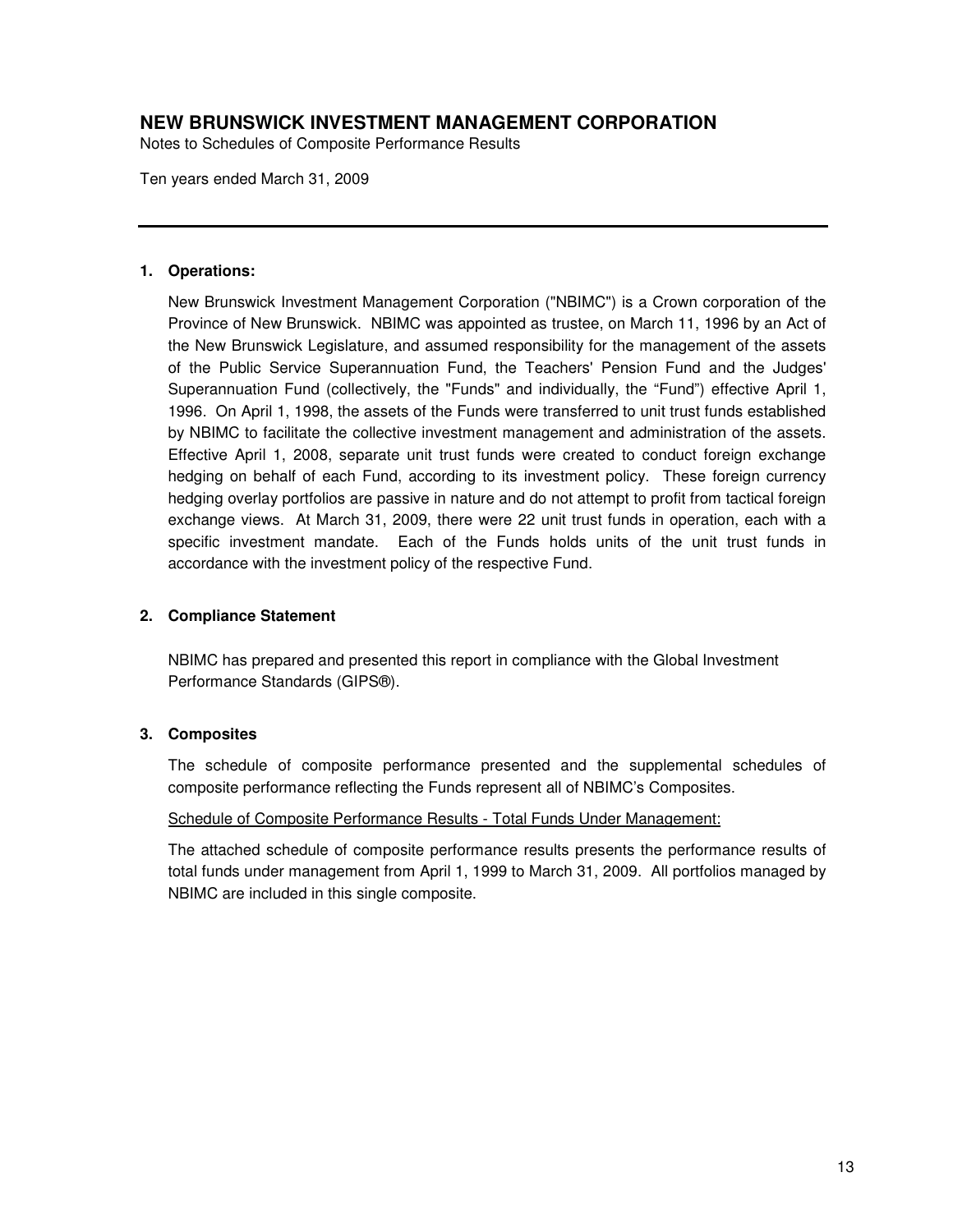# NEW BRUNSWICK INVESTMENT MANAGEMENT CORPORATION

Notes to Schedules of Composite Performance Results

Ten years ended March 31, 2009

---

**1. Operations:**

New Brunswick Investment Management Corporation ("NBIMC") is a Crown corporation of the Province of New Brunswick. NBIMC was appointed as trustee, on March 11, 1996 by an Act of the New Brunswick Legislature, and assumed responsibility for the management of the assets of the Public Service Superannuation Fund, the Teachers' Pension Fund and the Judges' Superannuation Fund (collectively, the "Funds" and individually, the "Fund") effective April 1, 1996. On April 1, 1998, the assets of the Funds were transferred to unit trust funds established by NBIMC to facilitate the collective investment management and administration of the assets. Effective April 1, 2008, separate unit trust funds were created to conduct foreign exchange hedging on behalf of each Fund, according to its investment policy. These foreign currency hedging overlay portfolios are passive in nature and do not attempt to profit from tactical foreign exchange views. At March 31, 2009, there were 22 unit trust funds in operation, each with a specific investment mandate. Each of the Funds holds units of the unit trust funds in accordance with the investment policy of the respective Fund.

**2. Compliance Statement**

NBIMC has prepared and presented this report in compliance with the Global Investment Performance Standards (GIPS®).

**3. Composites**

The schedule of composite performance presented and the supplemental schedules of composite performance reflecting the Funds represent all of NBIMC's Composites.

Schedule of Composite Performance Results - Total Funds Under Management:

The attached schedule of composite performance results presents the performance results of total funds under management from April 1, 1999 to March 31, 2009. All portfolios managed by NBIMC are included in this single composite.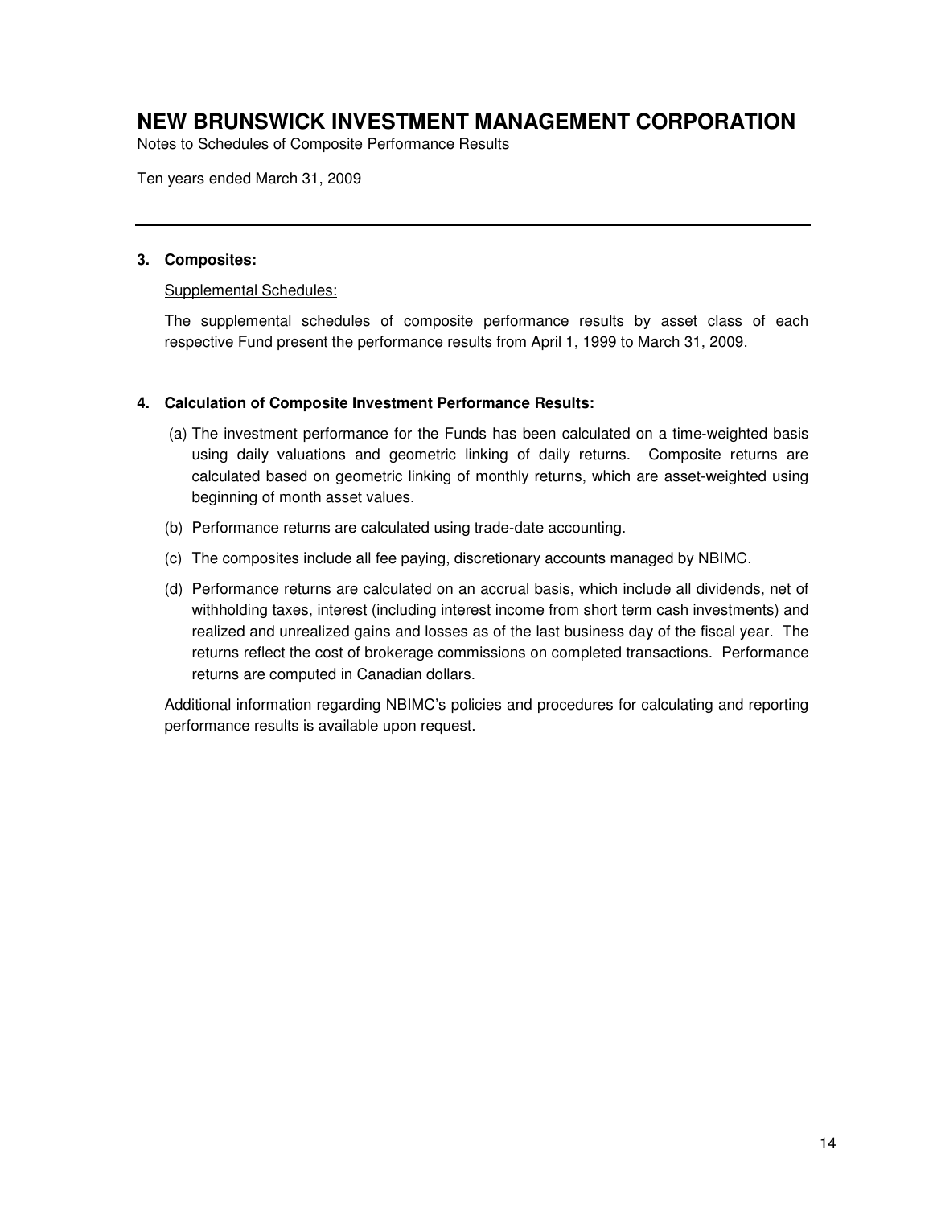# NEW BRUNSWICK INVESTMENT MANAGEMENT CORPORATION

Notes to Schedules of Composite Performance Results

Ten years ended March 31, 2009

---

**3. Composites:**

Supplemental Schedules:

The supplemental schedules of composite performance results by asset class of each respective Fund present the performance results from April 1, 1999 to March 31, 2009.

**4. Calculation of Composite Investment Performance Results:**

(a) The investment performance for the Funds has been calculated on a time-weighted basis using daily valuations and geometric linking of daily returns. Composite returns are calculated based on geometric linking of monthly returns, which are asset-weighted using beginning of month asset values.

(b) Performance returns are calculated using trade-date accounting.

(c) The composites include all fee paying, discretionary accounts managed by NBIMC.

(d) Performance returns are calculated on an accrual basis, which include all dividends, net of withholding taxes, interest (including interest income from short term cash investments) and realized and unrealized gains and losses as of the last business day of the fiscal year. The returns reflect the cost of brokerage commissions on completed transactions. Performance returns are computed in Canadian dollars.

Additional information regarding NBIMC's policies and procedures for calculating and reporting performance results is available upon request.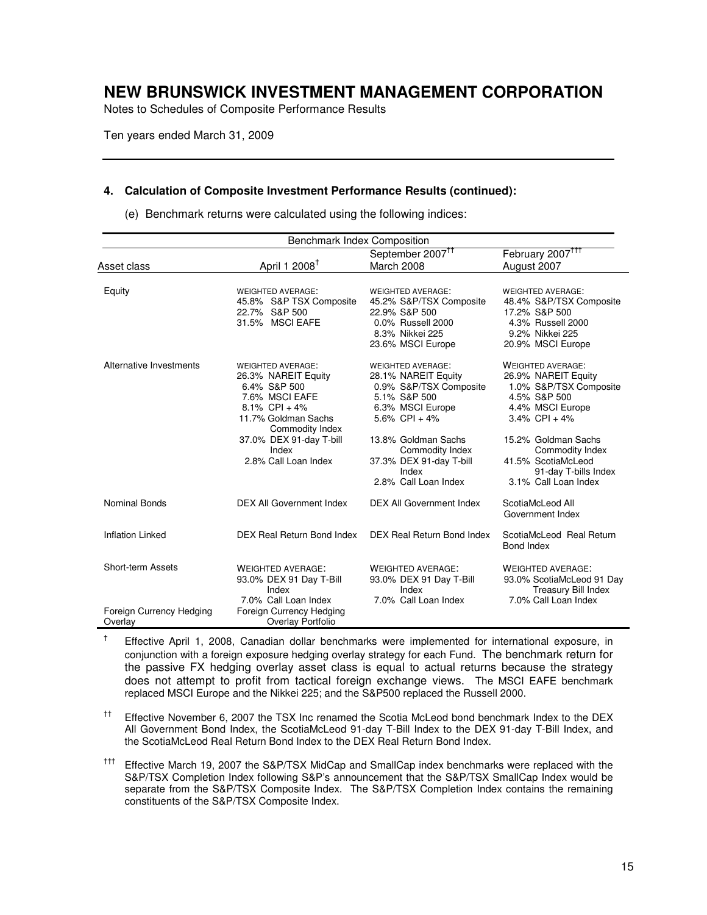# NEW BRUNSWICK INVESTMENT MANAGEMENT CORPORATION

Notes to Schedules of Composite Performance Results

Ten years ended March 31, 2009

---

**4. Calculation of Composite Investment Performance Results (continued):**

(e) Benchmark returns were calculated using the following indices:

| Benchmark Index Composition | | | |
|---|---|---|---|
| Asset class | April 1 2008[†] | September 2007[††] March 2008 | February 2007[†††] August 2007 |
| Equity | WEIGHTED AVERAGE:<br>45.8% S&P TSX Composite<br>22.7% S&P 500<br>31.5% MSCI EAFE | WEIGHTED AVERAGE:<br>45.2% S&P/TSX Composite<br>22.9% S&P 500<br>0.0% Russell 2000<br>8.3% Nikkei 225<br>23.6% MSCI Europe | WEIGHTED AVERAGE:<br>48.4% S&P/TSX Composite<br>17.2% S&P 500<br>4.3% Russell 2000<br>9.2% Nikkei 225<br>20.9% MSCI Europe |
| Alternative Investments | WEIGHTED AVERAGE:<br>26.3% NAREIT Equity<br>6.4% S&P 500<br>7.6% MSCI EAFE<br>8.1% CPI + 4%<br>11.7% Goldman Sachs Commodity Index<br>37.0% DEX 91-day T-bill Index<br>2.8% Call Loan Index | WEIGHTED AVERAGE:<br>28.1% NAREIT Equity<br>0.9% S&P/TSX Composite<br>5.1% S&P 500<br>6.3% MSCI Europe<br>5.6% CPI + 4%<br>13.8% Goldman Sachs Commodity Index<br>37.3% DEX 91-day T-bill Index<br>2.8% Call Loan Index | WEIGHTED AVERAGE:<br>26.9% NAREIT Equity<br>1.0% S&P/TSX Composite<br>4.5% S&P 500<br>4.4% MSCI Europe<br>3.4% CPI + 4%<br>15.2% Goldman Sachs Commodity Index<br>41.5% ScotiaMcLeod 91-day T-bills Index<br>3.1% Call Loan Index |
| Nominal Bonds | DEX All Government Index | DEX All Government Index | ScotiaMcLeod All Government Index |
| Inflation Linked | DEX Real Return Bond Index | DEX Real Return Bond Index | ScotiaMcLeod Real Return Bond Index |
| Short-term Assets | WEIGHTED AVERAGE:<br>93.0% DEX 91 Day T-Bill Index<br>7.0% Call Loan Index | WEIGHTED AVERAGE:<br>93.0% DEX 91 Day T-Bill Index<br>7.0% Call Loan Index | WEIGHTED AVERAGE:<br>93.0% ScotiaMcLeod 91 Day Treasury Bill Index<br>7.0% Call Loan Index |
| Foreign Currency Hedging Overlay | Foreign Currency Hedging Overlay Portfolio | | |

[†] Effective April 1, 2008, Canadian dollar benchmarks were implemented for international exposure, in conjunction with a foreign exposure hedging overlay strategy for each Fund. The benchmark return for the passive FX hedging overlay asset class is equal to actual returns because the strategy does not attempt to profit from tactical foreign exchange views. The MSCI EAFE benchmark replaced MSCI Europe and the Nikkei 225; and the S&P500 replaced the Russell 2000.

[††] Effective November 6, 2007 the TSX Inc renamed the Scotia McLeod bond benchmark Index to the DEX All Government Bond Index, the ScotiaMcLeod 91-day T-Bill Index to the DEX 91-day T-Bill Index, and the ScotiaMcLeod Real Return Bond Index to the DEX Real Return Bond Index.

[†††] Effective March 19, 2007 the S&P/TSX MidCap and SmallCap index benchmarks were replaced with the S&P/TSX Completion Index following S&P's announcement that the S&P/TSX SmallCap Index would be separate from the S&P/TSX Composite Index. The S&P/TSX Completion Index contains the remaining constituents of the S&P/TSX Composite Index.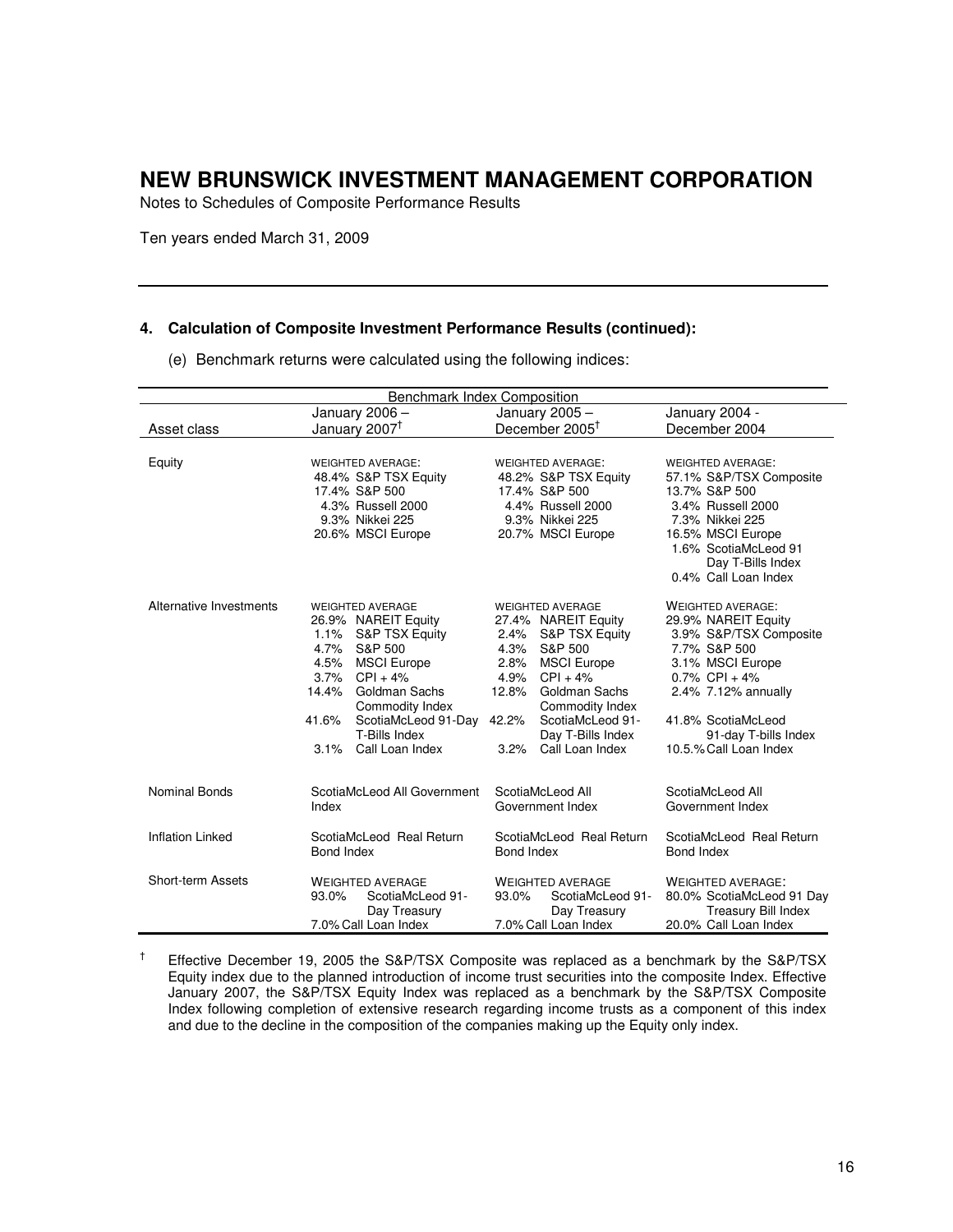# NEW BRUNSWICK INVESTMENT MANAGEMENT CORPORATION

Notes to Schedules of Composite Performance Results

Ten years ended March 31, 2009

---

### 4. Calculation of Composite Investment Performance Results (continued):

(e) Benchmark returns were calculated using the following indices:

| Benchmark Index Composition | | | |
|---|---|---|---|
| Asset class | January 2006 – January 2007[†] | January 2005 – December 2005[†] | January 2004 - December 2004 |
| Equity | WEIGHTED AVERAGE:<br>48.4% S&P TSX Equity<br>17.4% S&P 500<br>4.3% Russell 2000<br>9.3% Nikkei 225<br>20.6% MSCI Europe | WEIGHTED AVERAGE:<br>48.2% S&P TSX Equity<br>17.4% S&P 500<br>4.4% Russell 2000<br>9.3% Nikkei 225<br>20.7% MSCI Europe | WEIGHTED AVERAGE:<br>57.1% S&P/TSX Composite<br>13.7% S&P 500<br>3.4% Russell 2000<br>7.3% Nikkei 225<br>16.5% MSCI Europe<br>1.6% ScotiaMcLeod 91 Day T-Bills Index<br>0.4% Call Loan Index |
| Alternative Investments | WEIGHTED AVERAGE<br>26.9% NAREIT Equity<br>1.1% S&P TSX Equity<br>4.7% S&P 500<br>4.5% MSCI Europe<br>3.7% CPI + 4%<br>14.4% Goldman Sachs Commodity Index<br>41.6% ScotiaMcLeod 91-Day T-Bills Index<br>3.1% Call Loan Index | WEIGHTED AVERAGE<br>27.4% NAREIT Equity<br>2.4% S&P TSX Equity<br>4.3% S&P 500<br>2.8% MSCI Europe<br>4.9% CPI + 4%<br>12.8% Goldman Sachs Commodity Index<br>42.2% ScotiaMcLeod 91-Day T-Bills Index<br>3.2% Call Loan Index | WEIGHTED AVERAGE:<br>29.9% NAREIT Equity<br>3.9% S&P/TSX Composite<br>7.7% S&P 500<br>3.1% MSCI Europe<br>0.7% CPI + 4%<br>2.4% 7.12% annually<br>41.8% ScotiaMcLeod 91-day T-bills Index<br>10.5.% Call Loan Index |
| Nominal Bonds | ScotiaMcLeod All Government Index | ScotiaMcLeod All Government Index | ScotiaMcLeod All Government Index |
| Inflation Linked | ScotiaMcLeod Real Return Bond Index | ScotiaMcLeod Real Return Bond Index | ScotiaMcLeod Real Return Bond Index |
| Short-term Assets | WEIGHTED AVERAGE<br>93.0% ScotiaMcLeod 91-Day Treasury<br>7.0% Call Loan Index | WEIGHTED AVERAGE<br>93.0% ScotiaMcLeod 91-Day Treasury<br>7.0% Call Loan Index | WEIGHTED AVERAGE:<br>80.0% ScotiaMcLeod 91 Day Treasury Bill Index<br>20.0% Call Loan Index |

[†] Effective December 19, 2005 the S&P/TSX Composite was replaced as a benchmark by the S&P/TSX Equity index due to the planned introduction of income trust securities into the composite Index. Effective January 2007, the S&P/TSX Equity Index was replaced as a benchmark by the S&P/TSX Composite Index following completion of extensive research regarding income trusts as a component of this index and due to the decline in the composition of the companies making up the Equity only index.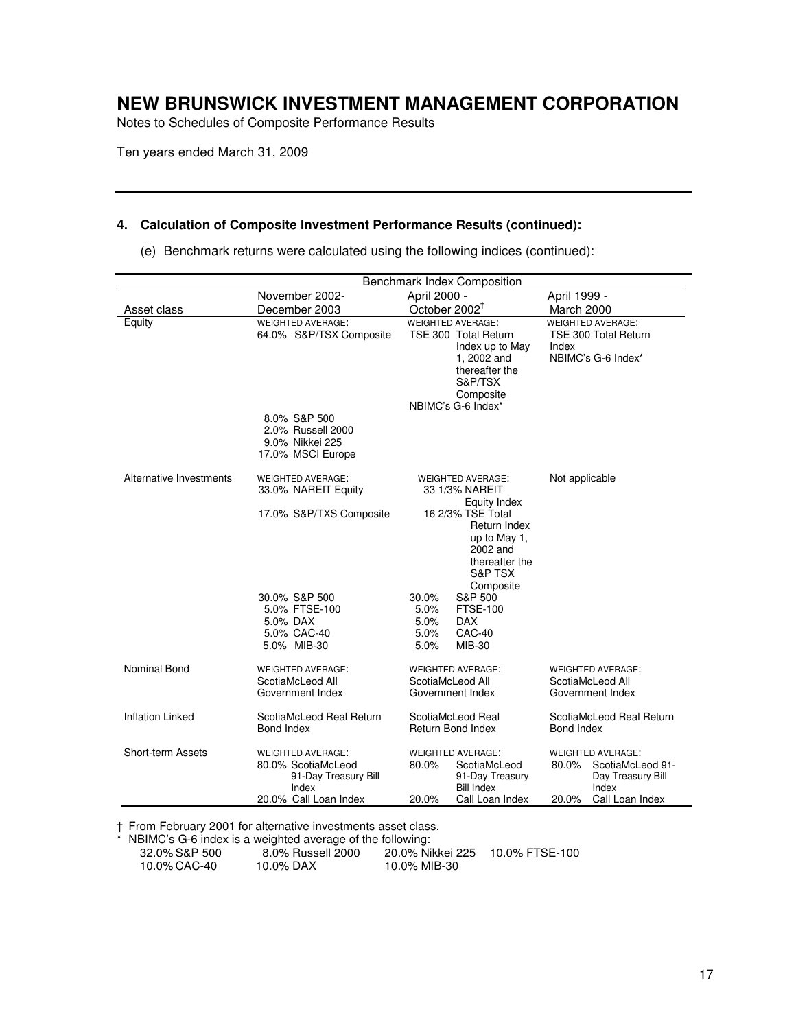# NEW BRUNSWICK INVESTMENT MANAGEMENT CORPORATION

Notes to Schedules of Composite Performance Results

Ten years ended March 31, 2009

## 4. Calculation of Composite Investment Performance Results (continued):

(e) Benchmark returns were calculated using the following indices (continued):

| | Benchmark Index Composition | | |
|---|---|---|---|
| Asset class | November 2002- December 2003 | April 2000 - October 2002† | April 1999 - March 2000 |
| Equity | WEIGHTED AVERAGE:<br>64.0% S&P/TSX Composite<br>8.0% S&P 500<br>2.0% Russell 2000<br>9.0% Nikkei 225<br>17.0% MSCI Europe | WEIGHTED AVERAGE:<br>TSE 300 Total Return Index up to May 1, 2002 and thereafter the S&P/TSX Composite<br>NBIMC's G-6 Index* | WEIGHTED AVERAGE:<br>TSE 300 Total Return Index<br>NBIMC's G-6 Index* |
| Alternative Investments | WEIGHTED AVERAGE:<br>33.0% NAREIT Equity<br>17.0% S&P/TXS Composite<br>30.0% S&P 500<br>5.0% FTSE-100<br>5.0% DAX<br>5.0% CAC-40<br>5.0% MIB-30 | WEIGHTED AVERAGE:<br>33 1/3% NAREIT Equity Index<br>16 2/3% TSE Total Return Index up to May 1, 2002 and thereafter the S&P TSX Composite<br>30.0% S&P 500<br>5.0% FTSE-100<br>5.0% DAX<br>5.0% CAC-40<br>5.0% MIB-30 | Not applicable |
| Nominal Bond | WEIGHTED AVERAGE:<br>ScotiaMcLeod All Government Index | WEIGHTED AVERAGE:<br>ScotiaMcLeod All Government Index | WEIGHTED AVERAGE:<br>ScotiaMcLeod All Government Index |
| Inflation Linked | ScotiaMcLeod Real Return Bond Index | ScotiaMcLeod Real Return Bond Index | ScotiaMcLeod Real Return Bond Index |
| Short-term Assets | WEIGHTED AVERAGE:<br>80.0% ScotiaMcLeod 91-Day Treasury Bill Index<br>20.0% Call Loan Index | WEIGHTED AVERAGE:<br>80.0% ScotiaMcLeod 91-Day Treasury Bill Index<br>20.0% Call Loan Index | WEIGHTED AVERAGE:<br>80.0% ScotiaMcLeod 91-Day Treasury Bill Index<br>20.0% Call Loan Index |

† From February 2001 for alternative investments asset class.

\* NBIMC's G-6 index is a weighted average of the following:

| | | | |
|---|---|---|---|
| 32.0% S&P 500 | 8.0% Russell 2000 | 20.0% Nikkei 225 | 10.0% FTSE-100 |
| 10.0% CAC-40 | 10.0% DAX | 10.0% MIB-30 | |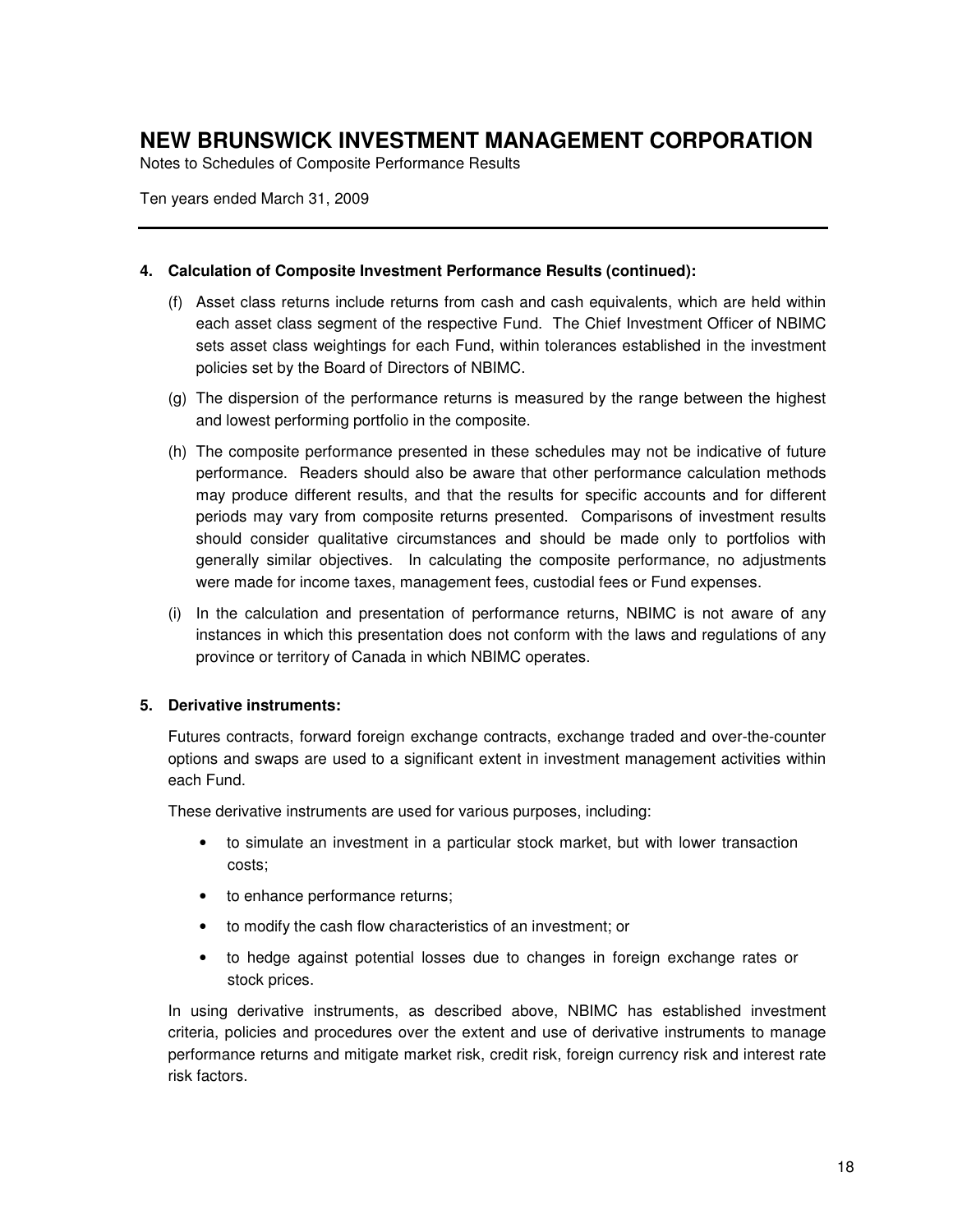# NEW BRUNSWICK INVESTMENT MANAGEMENT CORPORATION

Notes to Schedules of Composite Performance Results

Ten years ended March 31, 2009

**4. Calculation of Composite Investment Performance Results (continued):**

(f) Asset class returns include returns from cash and cash equivalents, which are held within each asset class segment of the respective Fund. The Chief Investment Officer of NBIMC sets asset class weightings for each Fund, within tolerances established in the investment policies set by the Board of Directors of NBIMC.

(g) The dispersion of the performance returns is measured by the range between the highest and lowest performing portfolio in the composite.

(h) The composite performance presented in these schedules may not be indicative of future performance. Readers should also be aware that other performance calculation methods may produce different results, and that the results for specific accounts and for different periods may vary from composite returns presented. Comparisons of investment results should consider qualitative circumstances and should be made only to portfolios with generally similar objectives. In calculating the composite performance, no adjustments were made for income taxes, management fees, custodial fees or Fund expenses.

(i) In the calculation and presentation of performance returns, NBIMC is not aware of any instances in which this presentation does not conform with the laws and regulations of any province or territory of Canada in which NBIMC operates.

**5. Derivative instruments:**

Futures contracts, forward foreign exchange contracts, exchange traded and over-the-counter options and swaps are used to a significant extent in investment management activities within each Fund.

These derivative instruments are used for various purposes, including:

- to simulate an investment in a particular stock market, but with lower transaction costs;
- to enhance performance returns;
- to modify the cash flow characteristics of an investment; or
- to hedge against potential losses due to changes in foreign exchange rates or stock prices.

In using derivative instruments, as described above, NBIMC has established investment criteria, policies and procedures over the extent and use of derivative instruments to manage performance returns and mitigate market risk, credit risk, foreign currency risk and interest rate risk factors.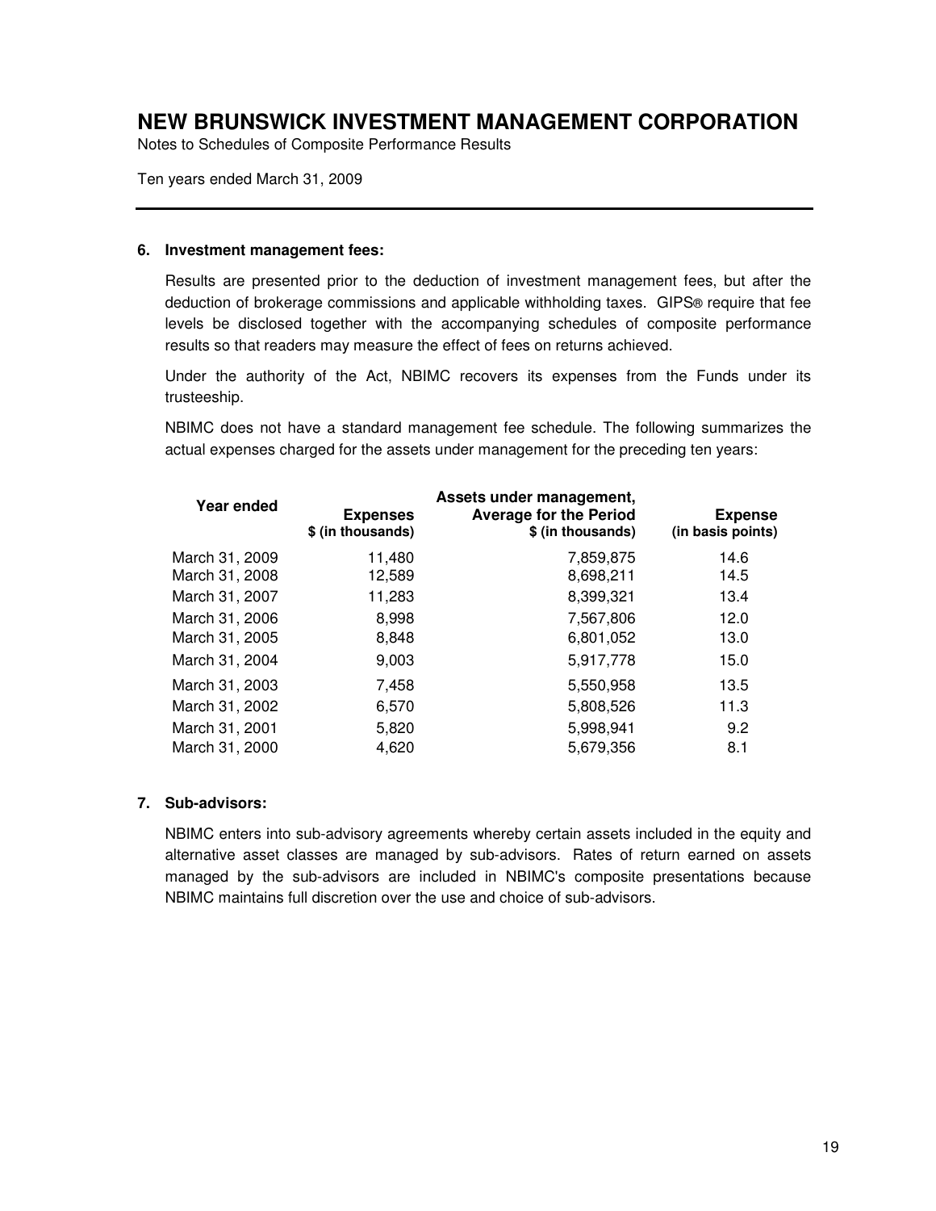# NEW BRUNSWICK INVESTMENT MANAGEMENT CORPORATION

Notes to Schedules of Composite Performance Results

Ten years ended March 31, 2009

**6. Investment management fees:**

Results are presented prior to the deduction of investment management fees, but after the deduction of brokerage commissions and applicable withholding taxes. GIPS® require that fee levels be disclosed together with the accompanying schedules of composite performance results so that readers may measure the effect of fees on returns achieved.

Under the authority of the Act, NBIMC recovers its expenses from the Funds under its trusteeship.

NBIMC does not have a standard management fee schedule. The following summarizes the actual expenses charged for the assets under management for the preceding ten years:

| Year ended | Expenses $ (in thousands) | Assets under management, Average for the Period $ (in thousands) | Expense (in basis points) |
|---|---|---|---|
| March 31, 2009 | 11,480 | 7,859,875 | 14.6 |
| March 31, 2008 | 12,589 | 8,698,211 | 14.5 |
| March 31, 2007 | 11,283 | 8,399,321 | 13.4 |
| March 31, 2006 | 8,998 | 7,567,806 | 12.0 |
| March 31, 2005 | 8,848 | 6,801,052 | 13.0 |
| March 31, 2004 | 9,003 | 5,917,778 | 15.0 |
| March 31, 2003 | 7,458 | 5,550,958 | 13.5 |
| March 31, 2002 | 6,570 | 5,808,526 | 11.3 |
| March 31, 2001 | 5,820 | 5,998,941 | 9.2 |
| March 31, 2000 | 4,620 | 5,679,356 | 8.1 |

**7. Sub-advisors:**

NBIMC enters into sub-advisory agreements whereby certain assets included in the equity and alternative asset classes are managed by sub-advisors. Rates of return earned on assets managed by the sub-advisors are included in NBIMC's composite presentations because NBIMC maintains full discretion over the use and choice of sub-advisors.